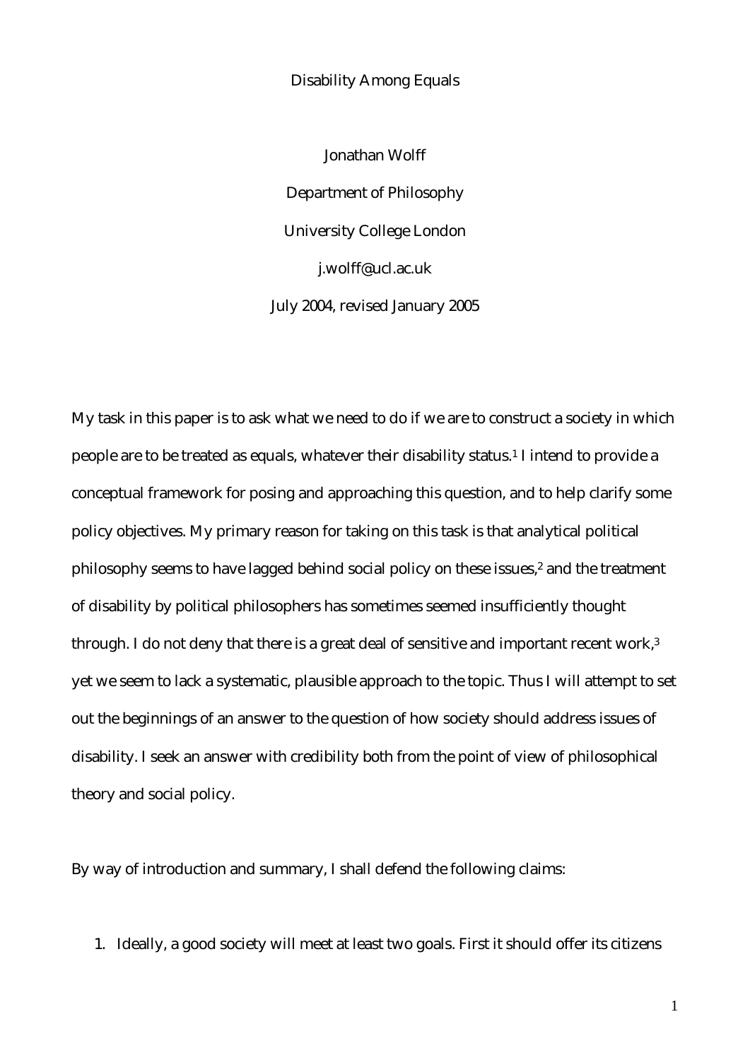# Disability Among Equals

Jonathan Wolff

Department of Philosophy

University College London

j.wolff@ucl.ac.uk

July 2004, revised January 2005

My task in this paper is to ask what we need to do if we are to construct a society in which people are to be treated as equals, whatever their disability status.[1] I intend to provide a conceptual framework for posing and approaching this question, and to help clarify some policy objectives. My primary reason for taking on this task is that analytical political philosophy seems to have lagged behind social policy on these issues,[2] and the treatment of disability by political philosophers has sometimes seemed insufficiently thought through. I do not deny that there is a great deal of sensitive and important recent work,[3] yet we seem to lack a systematic, plausible approach to the topic. Thus I will attempt to set out the beginnings of an answer to the question of how society should address issues of disability. I seek an answer with credibility both from the point of view of philosophical theory and social policy.

By way of introduction and summary, I shall defend the following claims:

1. Ideally, a good society will meet at least two goals. First it should offer its citizens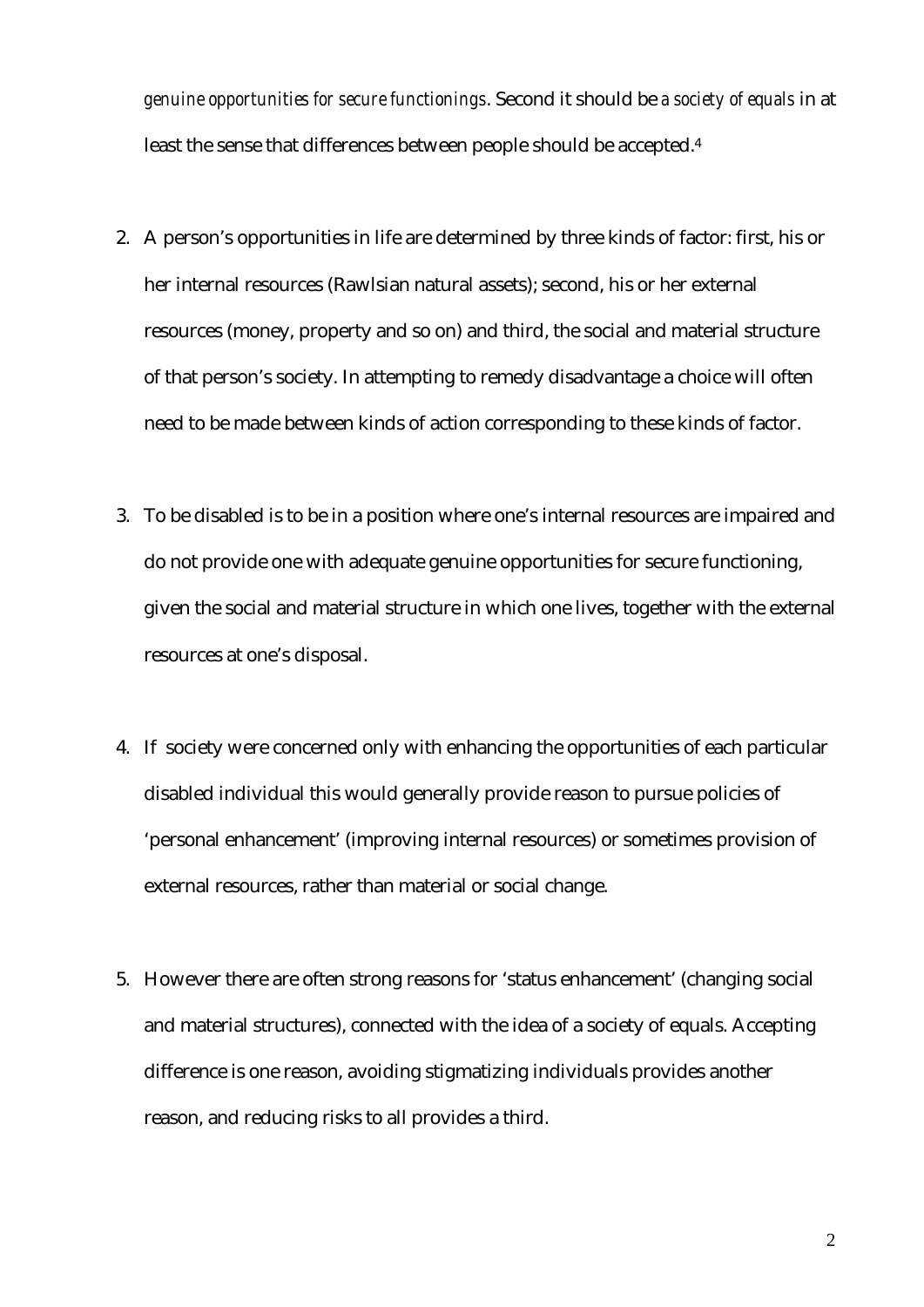*genuine opportunities for secure functionings*. Second it should be *a society of equals* in at least the sense that differences between people should be accepted.[4]

2. A person's opportunities in life are determined by three kinds of factor: first, his or her internal resources (Rawlsian natural assets); second, his or her external resources (money, property and so on) and third, the social and material structure of that person's society. In attempting to remedy disadvantage a choice will often need to be made between kinds of action corresponding to these kinds of factor.

3. To be disabled is to be in a position where one's internal resources are impaired and do not provide one with adequate genuine opportunities for secure functioning, given the social and material structure in which one lives, together with the external resources at one's disposal.

4. If society were concerned only with enhancing the opportunities of each particular disabled individual this would generally provide reason to pursue policies of 'personal enhancement' (improving internal resources) or sometimes provision of external resources, rather than material or social change.

5. However there are often strong reasons for 'status enhancement' (changing social and material structures), connected with the idea of a society of equals. Accepting difference is one reason, avoiding stigmatizing individuals provides another reason, and reducing risks to all provides a third.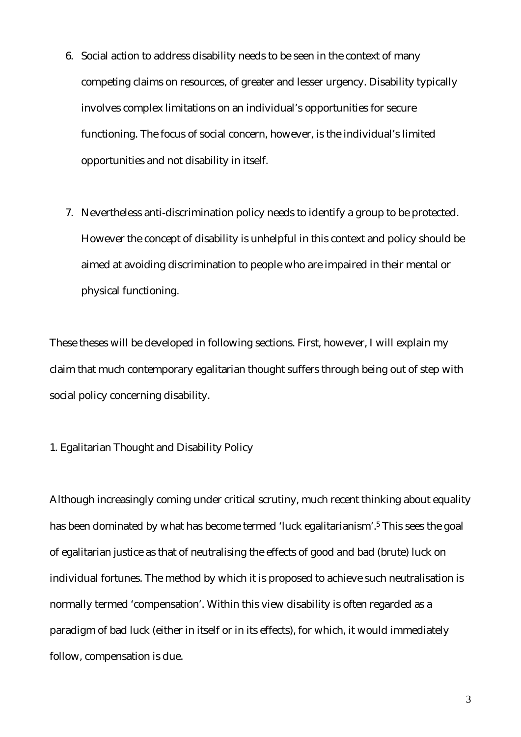6. Social action to address disability needs to be seen in the context of many competing claims on resources, of greater and lesser urgency. Disability typically involves complex limitations on an individual's opportunities for secure functioning. The focus of social concern, however, is the individual's limited opportunities and not disability in itself.

7. Nevertheless anti-discrimination policy needs to identify a group to be protected. However the concept of disability is unhelpful in this context and policy should be aimed at avoiding discrimination to people who are impaired in their mental or physical functioning.

These theses will be developed in following sections. First, however, I will explain my claim that much contemporary egalitarian thought suffers through being out of step with social policy concerning disability.

## 1. Egalitarian Thought and Disability Policy

Although increasingly coming under critical scrutiny, much recent thinking about equality has been dominated by what has become termed 'luck egalitarianism'.[5] This sees the goal of egalitarian justice as that of neutralising the effects of good and bad (brute) luck on individual fortunes. The method by which it is proposed to achieve such neutralisation is normally termed 'compensation'. Within this view disability is often regarded as a paradigm of bad luck (either in itself or in its effects), for which, it would immediately follow, compensation is due.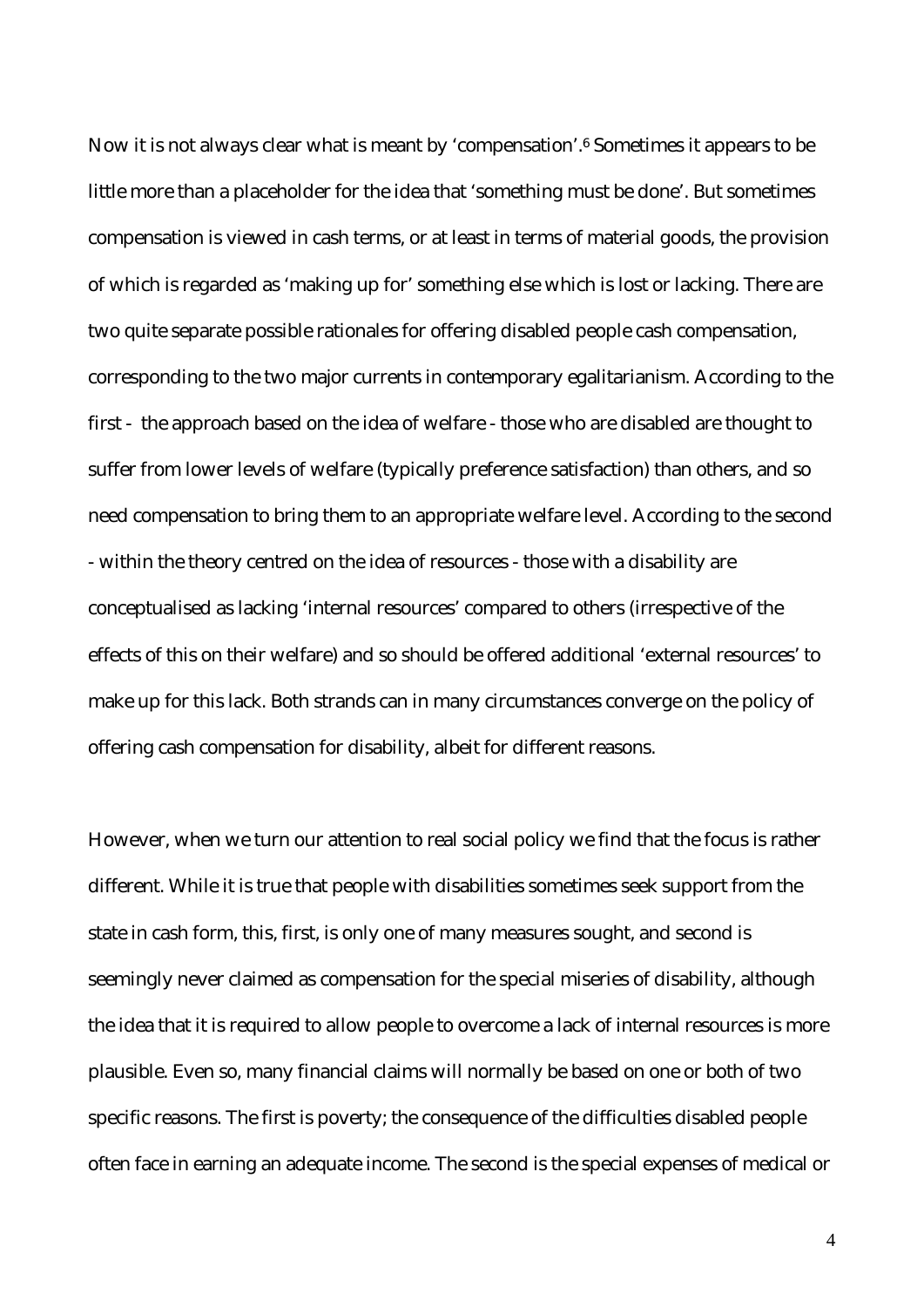Now it is not always clear what is meant by 'compensation'.[6] Sometimes it appears to be little more than a placeholder for the idea that 'something must be done'. But sometimes compensation is viewed in cash terms, or at least in terms of material goods, the provision of which is regarded as 'making up for' something else which is lost or lacking. There are two quite separate possible rationales for offering disabled people cash compensation, corresponding to the two major currents in contemporary egalitarianism. According to the first - the approach based on the idea of welfare - those who are disabled are thought to suffer from lower levels of welfare (typically preference satisfaction) than others, and so need compensation to bring them to an appropriate welfare level. According to the second - within the theory centred on the idea of resources - those with a disability are conceptualised as lacking 'internal resources' compared to others (irrespective of the effects of this on their welfare) and so should be offered additional 'external resources' to make up for this lack. Both strands can in many circumstances converge on the policy of offering cash compensation for disability, albeit for different reasons.

However, when we turn our attention to real social policy we find that the focus is rather different. While it is true that people with disabilities sometimes seek support from the state in cash form, this, first, is only one of many measures sought, and second is seemingly never claimed as compensation for the special miseries of disability, although the idea that it is required to allow people to overcome a lack of internal resources is more plausible. Even so, many financial claims will normally be based on one or both of two specific reasons. The first is poverty; the consequence of the difficulties disabled people often face in earning an adequate income. The second is the special expenses of medical or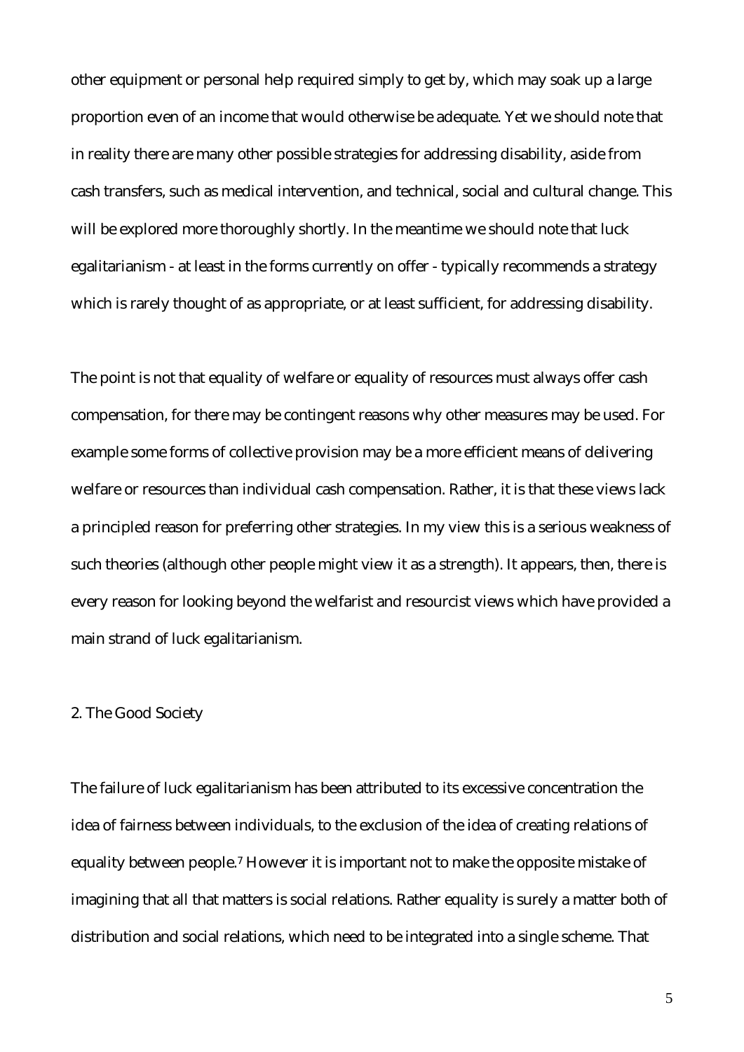other equipment or personal help required simply to get by, which may soak up a large proportion even of an income that would otherwise be adequate. Yet we should note that in reality there are many other possible strategies for addressing disability, aside from cash transfers, such as medical intervention, and technical, social and cultural change. This will be explored more thoroughly shortly. In the meantime we should note that luck egalitarianism - at least in the forms currently on offer - typically recommends a strategy which is rarely thought of as appropriate, or at least sufficient, for addressing disability.

The point is not that equality of welfare or equality of resources must always offer cash compensation, for there may be contingent reasons why other measures may be used. For example some forms of collective provision may be a more efficient means of delivering welfare or resources than individual cash compensation. Rather, it is that these views lack a principled reason for preferring other strategies. In my view this is a serious weakness of such theories (although other people might view it as a strength). It appears, then, there is every reason for looking beyond the welfarist and resourcist views which have provided a main strand of luck egalitarianism.

## 2. The Good Society

The failure of luck egalitarianism has been attributed to its excessive concentration the idea of fairness between individuals, to the exclusion of the idea of creating relations of equality between people.[7] However it is important not to make the opposite mistake of imagining that all that matters is social relations. Rather equality is surely a matter both of distribution and social relations, which need to be integrated into a single scheme. That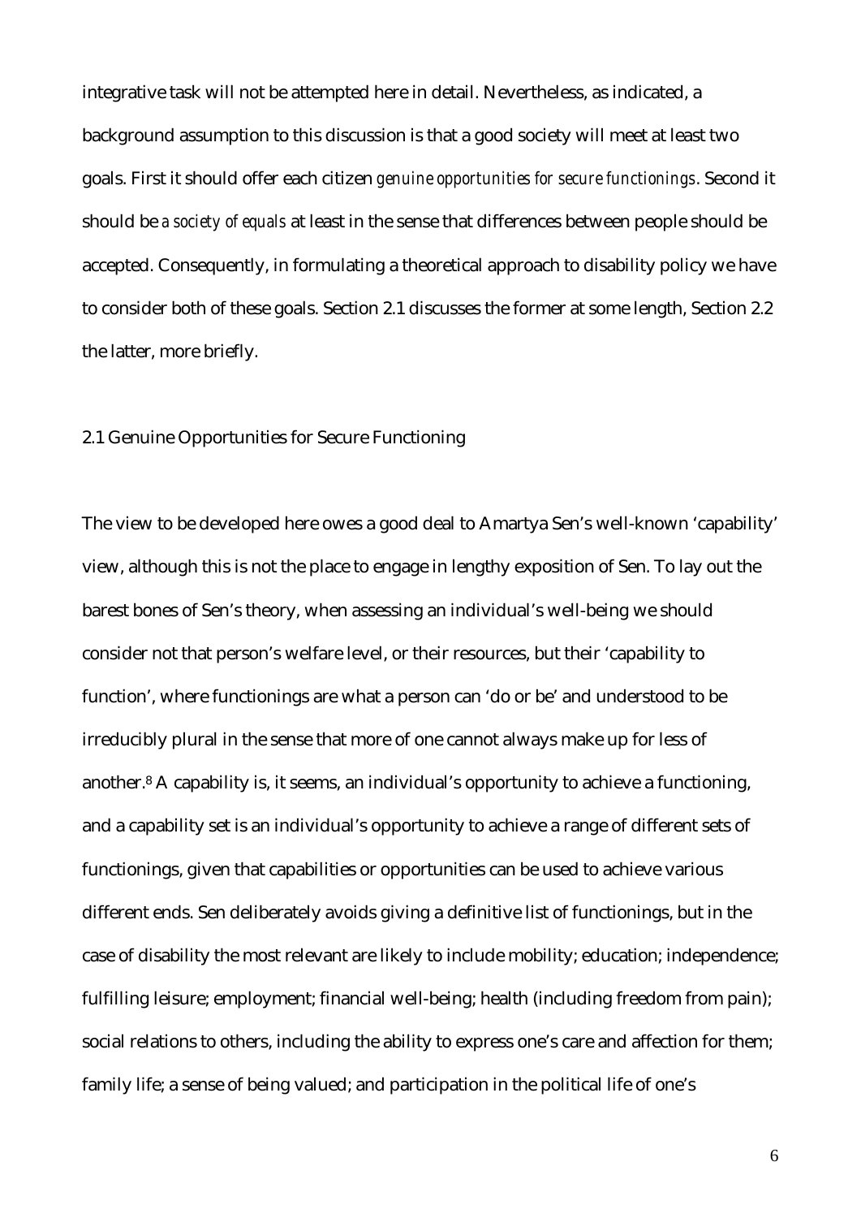integrative task will not be attempted here in detail. Nevertheless, as indicated, a background assumption to this discussion is that a good society will meet at least two goals. First it should offer each citizen *genuine opportunities for secure functionings*. Second it should be *a society of equals* at least in the sense that differences between people should be accepted. Consequently, in formulating a theoretical approach to disability policy we have to consider both of these goals. Section 2.1 discusses the former at some length, Section 2.2 the latter, more briefly.

## 2.1 Genuine Opportunities for Secure Functioning

The view to be developed here owes a good deal to Amartya Sen's well-known 'capability' view, although this is not the place to engage in lengthy exposition of Sen. To lay out the barest bones of Sen's theory, when assessing an individual's well-being we should consider not that person's welfare level, or their resources, but their 'capability to function', where functionings are what a person can 'do or be' and understood to be irreducibly plural in the sense that more of one cannot always make up for less of another.[8] A capability is, it seems, an individual's opportunity to achieve a functioning, and a capability set is an individual's opportunity to achieve a range of different sets of functionings, given that capabilities or opportunities can be used to achieve various different ends. Sen deliberately avoids giving a definitive list of functionings, but in the case of disability the most relevant are likely to include mobility; education; independence; fulfilling leisure; employment; financial well-being; health (including freedom from pain); social relations to others, including the ability to express one's care and affection for them; family life; a sense of being valued; and participation in the political life of one's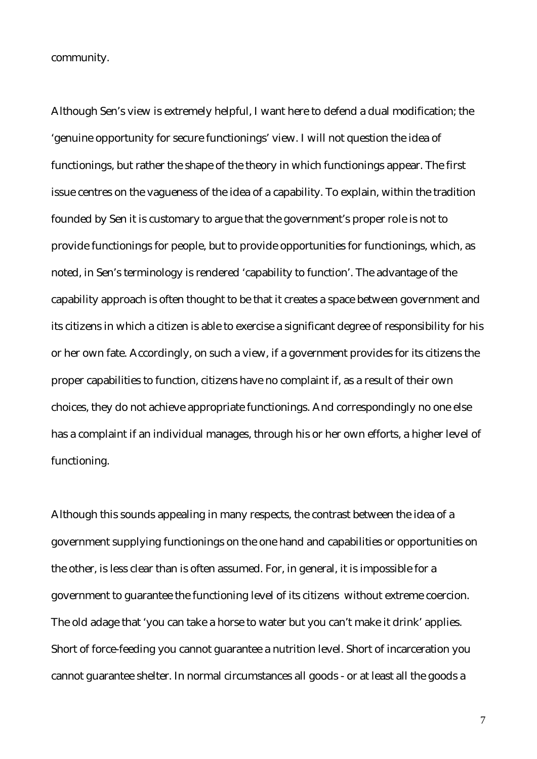community.

Although Sen's view is extremely helpful, I want here to defend a dual modification; the 'genuine opportunity for secure functionings' view. I will not question the idea of functionings, but rather the shape of the theory in which functionings appear. The first issue centres on the vagueness of the idea of a capability. To explain, within the tradition founded by Sen it is customary to argue that the government's proper role is not to provide functionings for people, but to provide opportunities for functionings, which, as noted, in Sen's terminology is rendered 'capability to function'. The advantage of the capability approach is often thought to be that it creates a space between government and its citizens in which a citizen is able to exercise a significant degree of responsibility for his or her own fate. Accordingly, on such a view, if a government provides for its citizens the proper capabilities to function, citizens have no complaint if, as a result of their own choices, they do not achieve appropriate functionings. And correspondingly no one else has a complaint if an individual manages, through his or her own efforts, a higher level of functioning.

Although this sounds appealing in many respects, the contrast between the idea of a government supplying functionings on the one hand and capabilities or opportunities on the other, is less clear than is often assumed. For, in general, it is impossible for a government to guarantee the functioning level of its citizens without extreme coercion. The old adage that 'you can take a horse to water but you can't make it drink' applies. Short of force-feeding you cannot guarantee a nutrition level. Short of incarceration you cannot guarantee shelter. In normal circumstances all goods - or at least all the goods a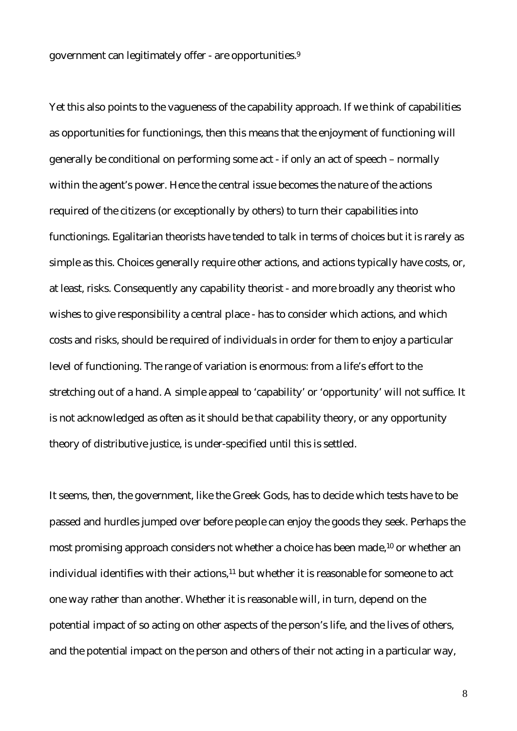government can legitimately offer - are opportunities.[9]

Yet this also points to the vagueness of the capability approach. If we think of capabilities as opportunities for functionings, then this means that the enjoyment of functioning will generally be conditional on performing some act - if only an act of speech – normally within the agent's power. Hence the central issue becomes the nature of the actions required of the citizens (or exceptionally by others) to turn their capabilities into functionings. Egalitarian theorists have tended to talk in terms of choices but it is rarely as simple as this. Choices generally require other actions, and actions typically have costs, or, at least, risks. Consequently any capability theorist - and more broadly any theorist who wishes to give responsibility a central place - has to consider which actions, and which costs and risks, should be required of individuals in order for them to enjoy a particular level of functioning. The range of variation is enormous: from a life's effort to the stretching out of a hand. A simple appeal to 'capability' or 'opportunity' will not suffice. It is not acknowledged as often as it should be that capability theory, or any opportunity theory of distributive justice, is under-specified until this is settled.

It seems, then, the government, like the Greek Gods, has to decide which tests have to be passed and hurdles jumped over before people can enjoy the goods they seek. Perhaps the most promising approach considers not whether a choice has been made,[10] or whether an individual identifies with their actions,[11] but whether it is reasonable for someone to act one way rather than another. Whether it is reasonable will, in turn, depend on the potential impact of so acting on other aspects of the person's life, and the lives of others, and the potential impact on the person and others of their not acting in a particular way,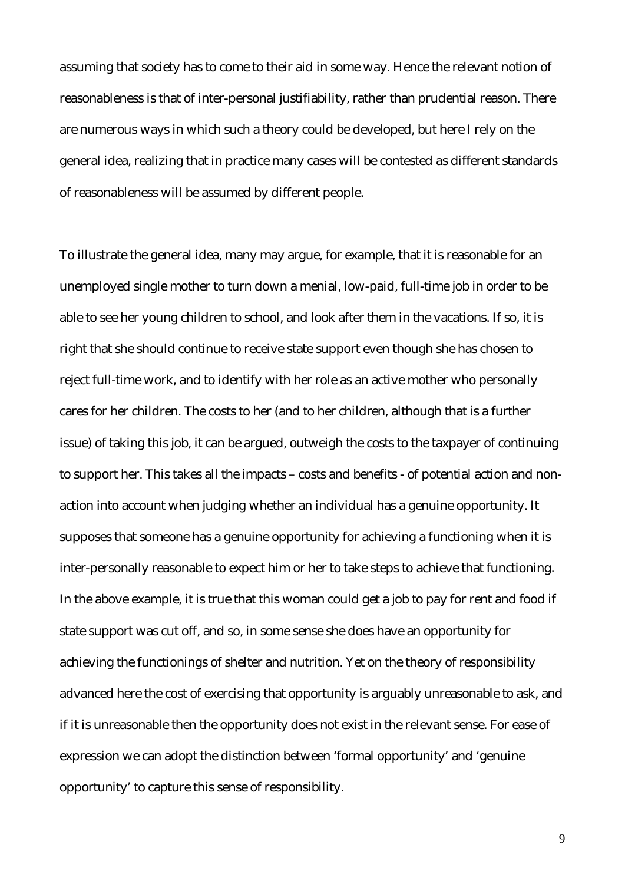assuming that society has to come to their aid in some way. Hence the relevant notion of reasonableness is that of inter-personal justifiability, rather than prudential reason. There are numerous ways in which such a theory could be developed, but here I rely on the general idea, realizing that in practice many cases will be contested as different standards of reasonableness will be assumed by different people.

To illustrate the general idea, many may argue, for example, that it is reasonable for an unemployed single mother to turn down a menial, low-paid, full-time job in order to be able to see her young children to school, and look after them in the vacations. If so, it is right that she should continue to receive state support even though she has chosen to reject full-time work, and to identify with her role as an active mother who personally cares for her children. The costs to her (and to her children, although that is a further issue) of taking this job, it can be argued, outweigh the costs to the taxpayer of continuing to support her. This takes all the impacts – costs and benefits - of potential action and non-action into account when judging whether an individual has a genuine opportunity. It supposes that someone has a genuine opportunity for achieving a functioning when it is inter-personally reasonable to expect him or her to take steps to achieve that functioning. In the above example, it is true that this woman could get a job to pay for rent and food if state support was cut off, and so, in some sense she does have an opportunity for achieving the functionings of shelter and nutrition. Yet on the theory of responsibility advanced here the cost of exercising that opportunity is arguably unreasonable to ask, and if it is unreasonable then the opportunity does not exist in the relevant sense. For ease of expression we can adopt the distinction between 'formal opportunity' and 'genuine opportunity' to capture this sense of responsibility.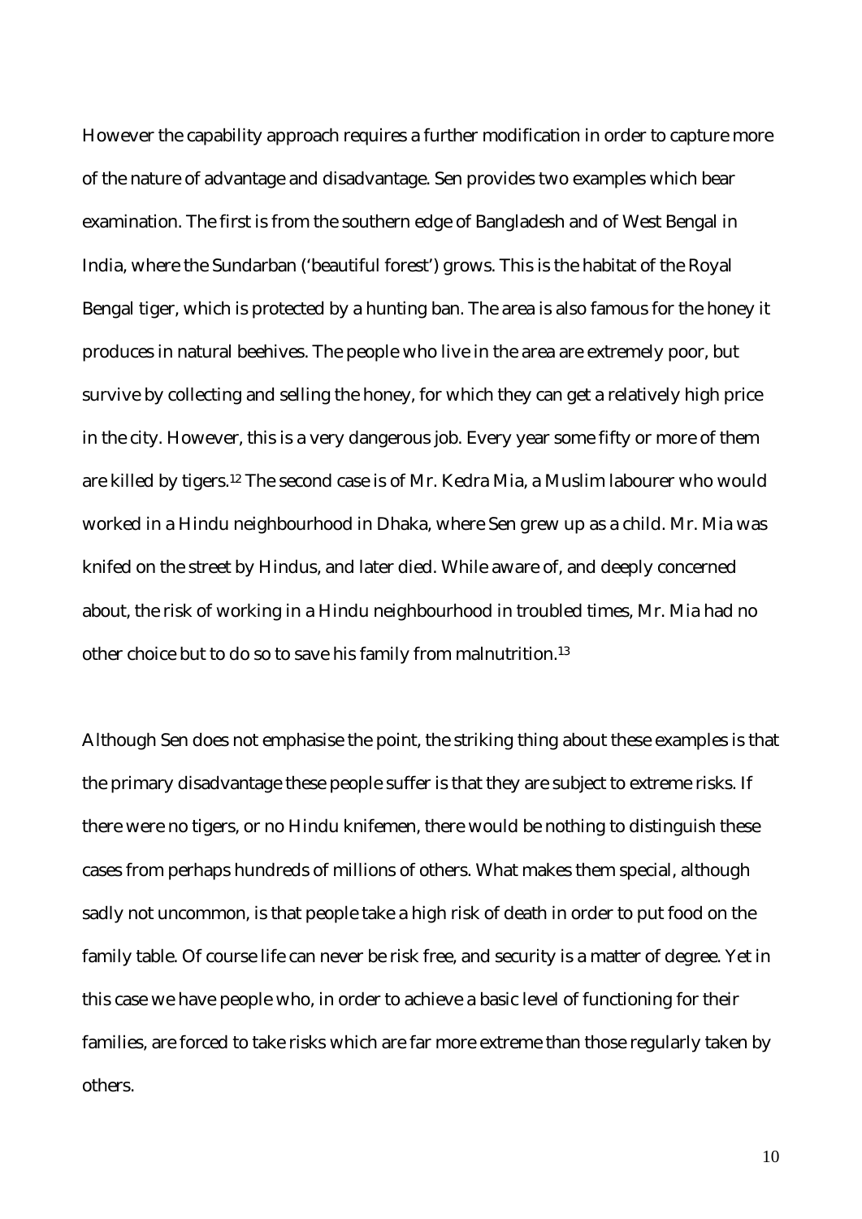However the capability approach requires a further modification in order to capture more of the nature of advantage and disadvantage. Sen provides two examples which bear examination. The first is from the southern edge of Bangladesh and of West Bengal in India, where the Sundarban ('beautiful forest') grows. This is the habitat of the Royal Bengal tiger, which is protected by a hunting ban. The area is also famous for the honey it produces in natural beehives. The people who live in the area are extremely poor, but survive by collecting and selling the honey, for which they can get a relatively high price in the city. However, this is a very dangerous job. Every year some fifty or more of them are killed by tigers.[12] The second case is of Mr. Kedra Mia, a Muslim labourer who would worked in a Hindu neighbourhood in Dhaka, where Sen grew up as a child. Mr. Mia was knifed on the street by Hindus, and later died. While aware of, and deeply concerned about, the risk of working in a Hindu neighbourhood in troubled times, Mr. Mia had no other choice but to do so to save his family from malnutrition.[13]

Although Sen does not emphasise the point, the striking thing about these examples is that the primary disadvantage these people suffer is that they are subject to extreme risks. If there were no tigers, or no Hindu knifemen, there would be nothing to distinguish these cases from perhaps hundreds of millions of others. What makes them special, although sadly not uncommon, is that people take a high risk of death in order to put food on the family table. Of course life can never be risk free, and security is a matter of degree. Yet in this case we have people who, in order to achieve a basic level of functioning for their families, are forced to take risks which are far more extreme than those regularly taken by others.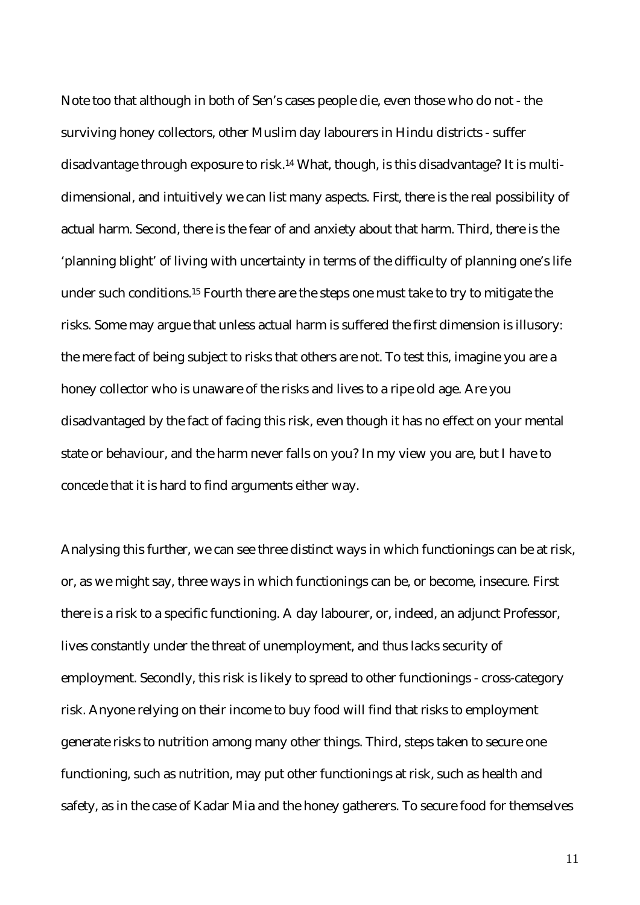Note too that although in both of Sen's cases people die, even those who do not - the surviving honey collectors, other Muslim day labourers in Hindu districts - suffer disadvantage through exposure to risk.[14] What, though, is this disadvantage? It is multi-dimensional, and intuitively we can list many aspects. First, there is the real possibility of actual harm. Second, there is the fear of and anxiety about that harm. Third, there is the 'planning blight' of living with uncertainty in terms of the difficulty of planning one's life under such conditions.[15] Fourth there are the steps one must take to try to mitigate the risks. Some may argue that unless actual harm is suffered the first dimension is illusory: the mere fact of being subject to risks that others are not. To test this, imagine you are a honey collector who is unaware of the risks and lives to a ripe old age. Are you disadvantaged by the fact of facing this risk, even though it has no effect on your mental state or behaviour, and the harm never falls on you? In my view you are, but I have to concede that it is hard to find arguments either way.

Analysing this further, we can see three distinct ways in which functionings can be at risk, or, as we might say, three ways in which functionings can be, or become, insecure. First there is a risk to a specific functioning. A day labourer, or, indeed, an adjunct Professor, lives constantly under the threat of unemployment, and thus lacks security of employment. Secondly, this risk is likely to spread to other functionings - cross-category risk. Anyone relying on their income to buy food will find that risks to employment generate risks to nutrition among many other things. Third, steps taken to secure one functioning, such as nutrition, may put other functionings at risk, such as health and safety, as in the case of Kadar Mia and the honey gatherers. To secure food for themselves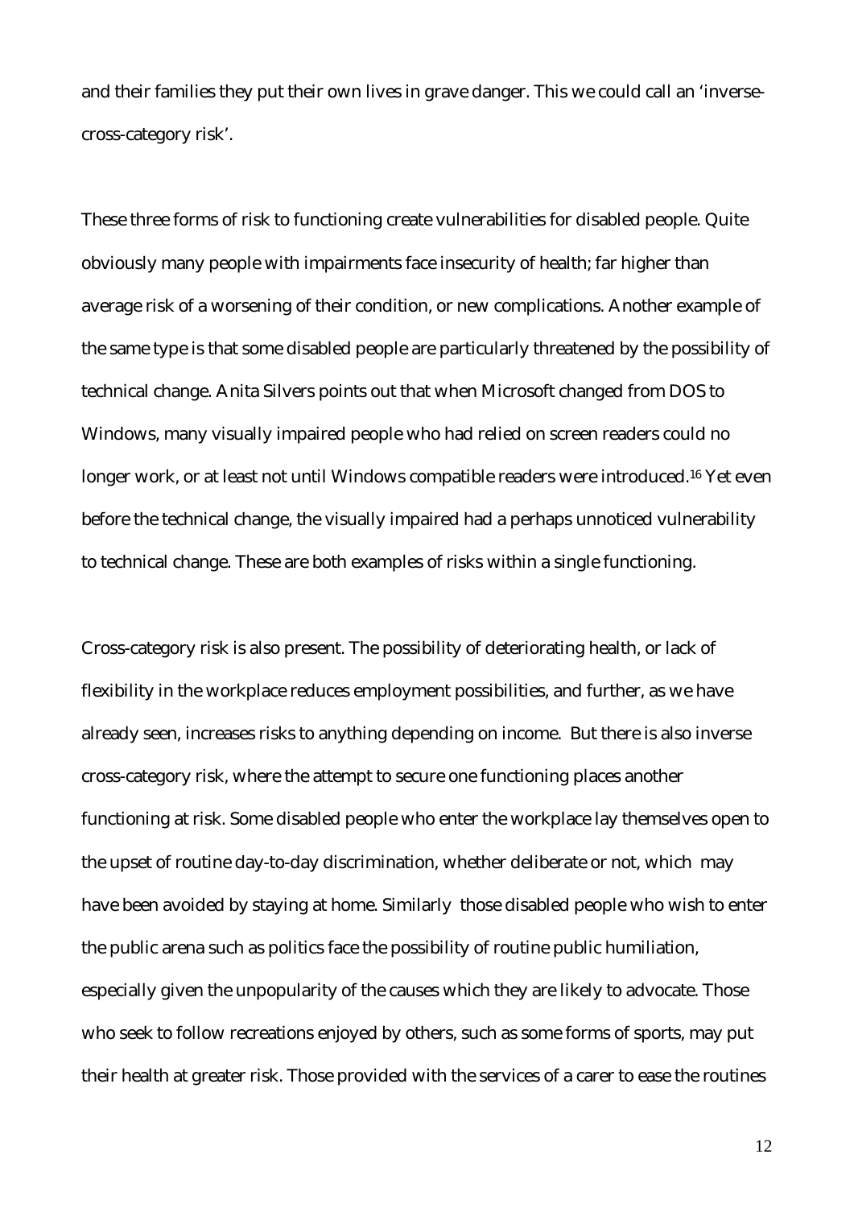and their families they put their own lives in grave danger. This we could call an 'inverse-cross-category risk'.

These three forms of risk to functioning create vulnerabilities for disabled people. Quite obviously many people with impairments face insecurity of health; far higher than average risk of a worsening of their condition, or new complications. Another example of the same type is that some disabled people are particularly threatened by the possibility of technical change. Anita Silvers points out that when Microsoft changed from DOS to Windows, many visually impaired people who had relied on screen readers could no longer work, or at least not until Windows compatible readers were introduced.[16] Yet even before the technical change, the visually impaired had a perhaps unnoticed vulnerability to technical change. These are both examples of risks within a single functioning.

Cross-category risk is also present. The possibility of deteriorating health, or lack of flexibility in the workplace reduces employment possibilities, and further, as we have already seen, increases risks to anything depending on income. But there is also inverse cross-category risk, where the attempt to secure one functioning places another functioning at risk. Some disabled people who enter the workplace lay themselves open to the upset of routine day-to-day discrimination, whether deliberate or not, which may have been avoided by staying at home. Similarly those disabled people who wish to enter the public arena such as politics face the possibility of routine public humiliation, especially given the unpopularity of the causes which they are likely to advocate. Those who seek to follow recreations enjoyed by others, such as some forms of sports, may put their health at greater risk. Those provided with the services of a carer to ease the routines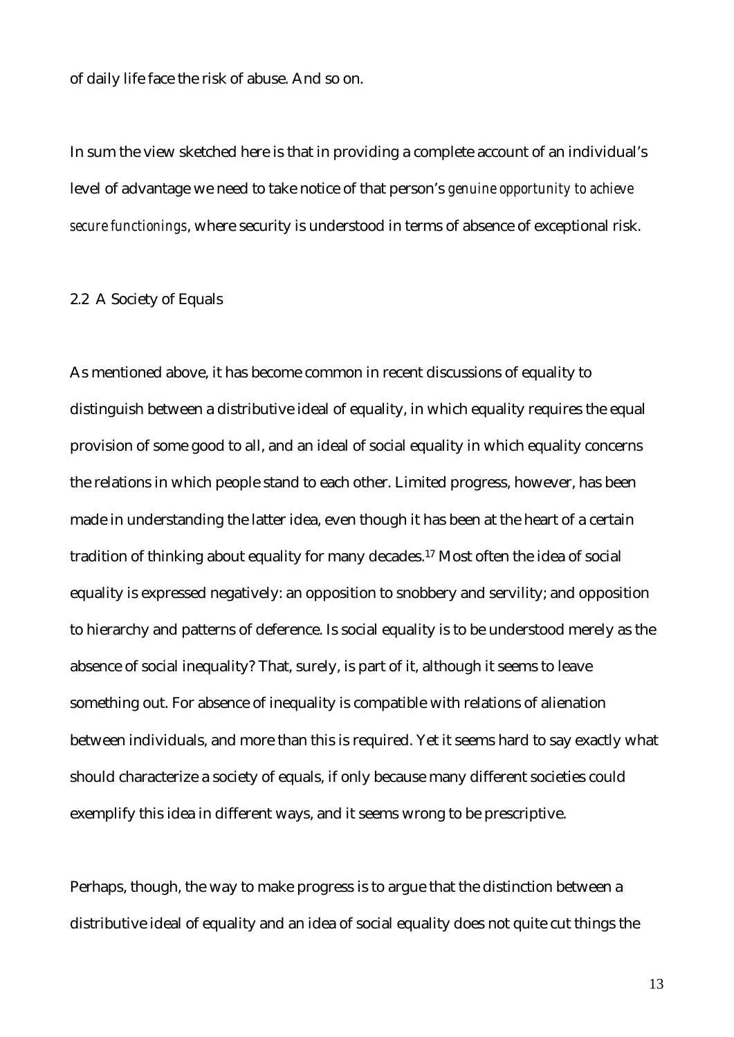of daily life face the risk of abuse. And so on.

In sum the view sketched here is that in providing a complete account of an individual's level of advantage we need to take notice of that person's *genuine opportunity to achieve secure functionings*, where security is understood in terms of absence of exceptional risk.

### 2.2 A Society of Equals

As mentioned above, it has become common in recent discussions of equality to distinguish between a distributive ideal of equality, in which equality requires the equal provision of some good to all, and an ideal of social equality in which equality concerns the relations in which people stand to each other. Limited progress, however, has been made in understanding the latter idea, even though it has been at the heart of a certain tradition of thinking about equality for many decades.[17] Most often the idea of social equality is expressed negatively: an opposition to snobbery and servility; and opposition to hierarchy and patterns of deference. Is social equality is to be understood merely as the absence of social inequality? That, surely, is part of it, although it seems to leave something out. For absence of inequality is compatible with relations of alienation between individuals, and more than this is required. Yet it seems hard to say exactly what should characterize a society of equals, if only because many different societies could exemplify this idea in different ways, and it seems wrong to be prescriptive.

Perhaps, though, the way to make progress is to argue that the distinction between a distributive ideal of equality and an idea of social equality does not quite cut things the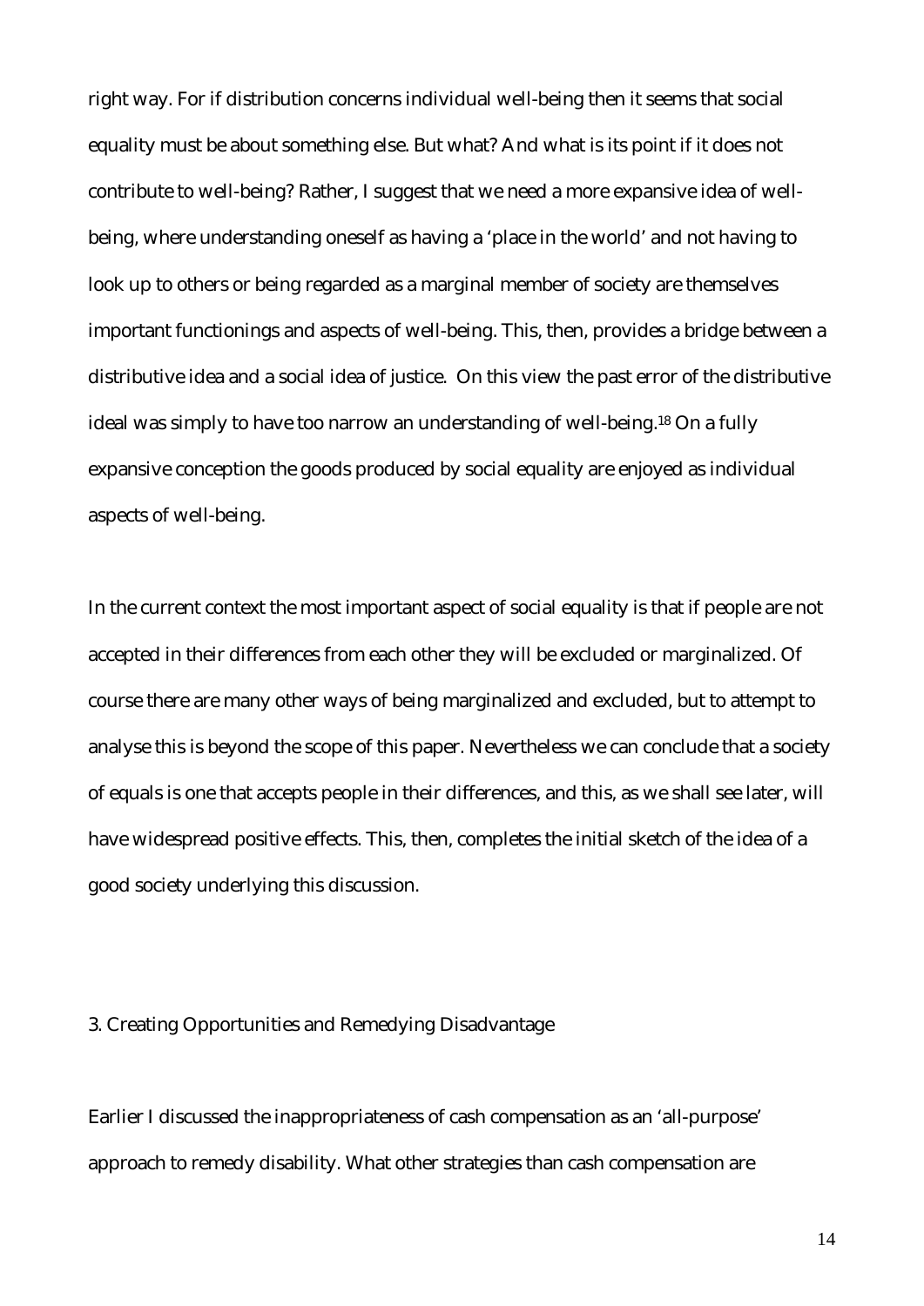right way. For if distribution concerns individual well-being then it seems that social equality must be about something else. But what? And what is its point if it does not contribute to well-being? Rather, I suggest that we need a more expansive idea of well-being, where understanding oneself as having a 'place in the world' and not having to look up to others or being regarded as a marginal member of society are themselves important functionings and aspects of well-being. This, then, provides a bridge between a distributive idea and a social idea of justice. On this view the past error of the distributive ideal was simply to have too narrow an understanding of well-being.[18] On a fully expansive conception the goods produced by social equality are enjoyed as individual aspects of well-being.

In the current context the most important aspect of social equality is that if people are not accepted in their differences from each other they will be excluded or marginalized. Of course there are many other ways of being marginalized and excluded, but to attempt to analyse this is beyond the scope of this paper. Nevertheless we can conclude that a society of equals is one that accepts people in their differences, and this, as we shall see later, will have widespread positive effects. This, then, completes the initial sketch of the idea of a good society underlying this discussion.

## 3. Creating Opportunities and Remedying Disadvantage

Earlier I discussed the inappropriateness of cash compensation as an 'all-purpose' approach to remedy disability. What other strategies than cash compensation are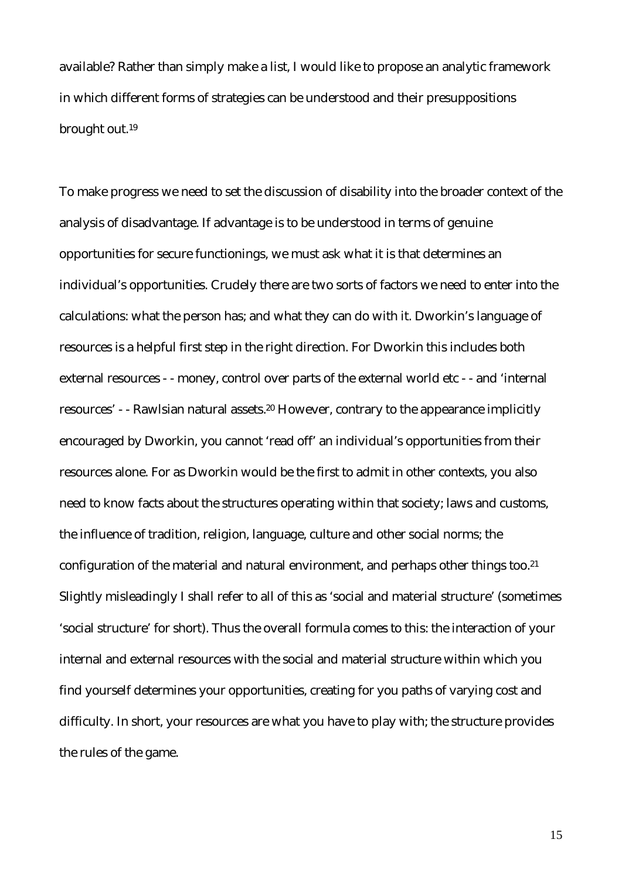available? Rather than simply make a list, I would like to propose an analytic framework in which different forms of strategies can be understood and their presuppositions brought out.[19]

To make progress we need to set the discussion of disability into the broader context of the analysis of disadvantage. If advantage is to be understood in terms of genuine opportunities for secure functionings, we must ask what it is that determines an individual's opportunities. Crudely there are two sorts of factors we need to enter into the calculations: what the person has; and what they can do with it. Dworkin's language of resources is a helpful first step in the right direction. For Dworkin this includes both external resources - - money, control over parts of the external world etc - - and 'internal resources' - - Rawlsian natural assets.[20] However, contrary to the appearance implicitly encouraged by Dworkin, you cannot 'read off' an individual's opportunities from their resources alone. For as Dworkin would be the first to admit in other contexts, you also need to know facts about the structures operating within that society; laws and customs, the influence of tradition, religion, language, culture and other social norms; the configuration of the material and natural environment, and perhaps other things too.[21] Slightly misleadingly I shall refer to all of this as 'social and material structure' (sometimes 'social structure' for short). Thus the overall formula comes to this: the interaction of your internal and external resources with the social and material structure within which you find yourself determines your opportunities, creating for you paths of varying cost and difficulty. In short, your resources are what you have to play with; the structure provides the rules of the game.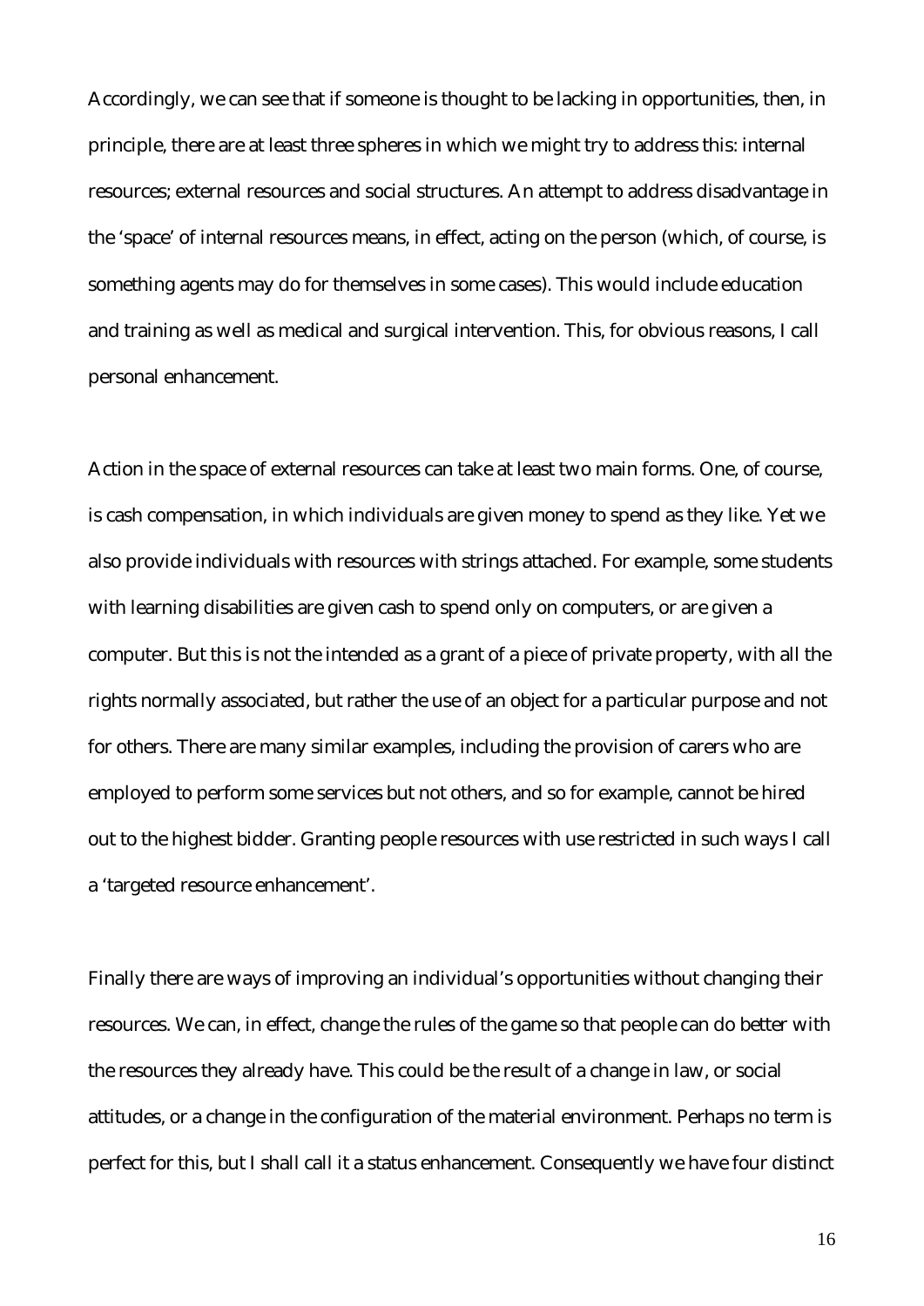Accordingly, we can see that if someone is thought to be lacking in opportunities, then, in principle, there are at least three spheres in which we might try to address this: internal resources; external resources and social structures. An attempt to address disadvantage in the 'space' of internal resources means, in effect, acting on the person (which, of course, is something agents may do for themselves in some cases). This would include education and training as well as medical and surgical intervention. This, for obvious reasons, I call personal enhancement.

Action in the space of external resources can take at least two main forms. One, of course, is cash compensation, in which individuals are given money to spend as they like. Yet we also provide individuals with resources with strings attached. For example, some students with learning disabilities are given cash to spend only on computers, or are given a computer. But this is not the intended as a grant of a piece of private property, with all the rights normally associated, but rather the use of an object for a particular purpose and not for others. There are many similar examples, including the provision of carers who are employed to perform some services but not others, and so for example, cannot be hired out to the highest bidder. Granting people resources with use restricted in such ways I call a 'targeted resource enhancement'.

Finally there are ways of improving an individual's opportunities without changing their resources. We can, in effect, change the rules of the game so that people can do better with the resources they already have. This could be the result of a change in law, or social attitudes, or a change in the configuration of the material environment. Perhaps no term is perfect for this, but I shall call it a status enhancement. Consequently we have four distinct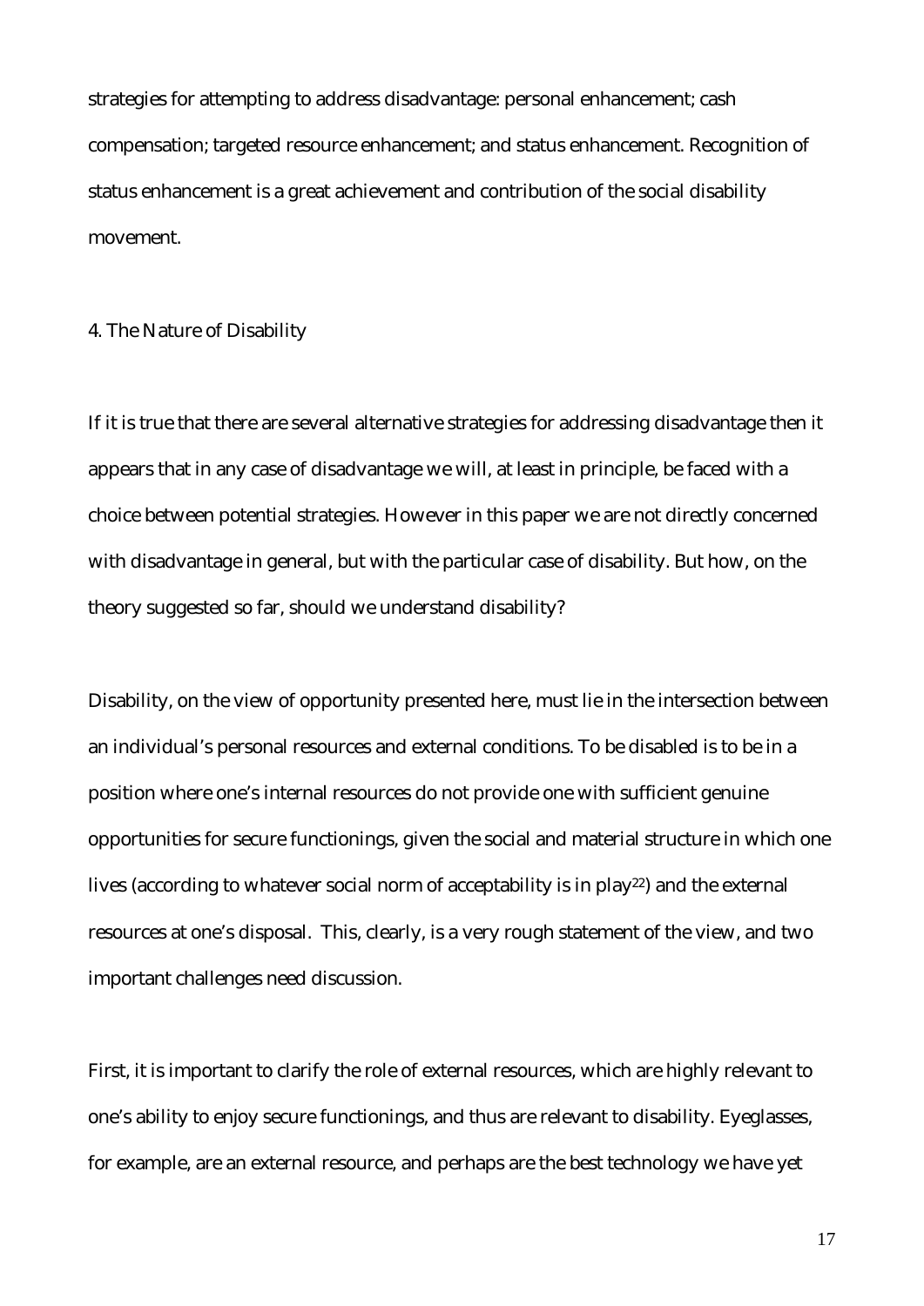strategies for attempting to address disadvantage: personal enhancement; cash compensation; targeted resource enhancement; and status enhancement. Recognition of status enhancement is a great achievement and contribution of the social disability movement.

## 4. The Nature of Disability

If it is true that there are several alternative strategies for addressing disadvantage then it appears that in any case of disadvantage we will, at least in principle, be faced with a choice between potential strategies. However in this paper we are not directly concerned with disadvantage in general, but with the particular case of disability. But how, on the theory suggested so far, should we understand disability?

Disability, on the view of opportunity presented here, must lie in the intersection between an individual's personal resources and external conditions. To be disabled is to be in a position where one's internal resources do not provide one with sufficient genuine opportunities for secure functionings, given the social and material structure in which one lives (according to whatever social norm of acceptability is in play[22]) and the external resources at one's disposal. This, clearly, is a very rough statement of the view, and two important challenges need discussion.

First, it is important to clarify the role of external resources, which are highly relevant to one's ability to enjoy secure functionings, and thus are relevant to disability. Eyeglasses, for example, are an external resource, and perhaps are the best technology we have yet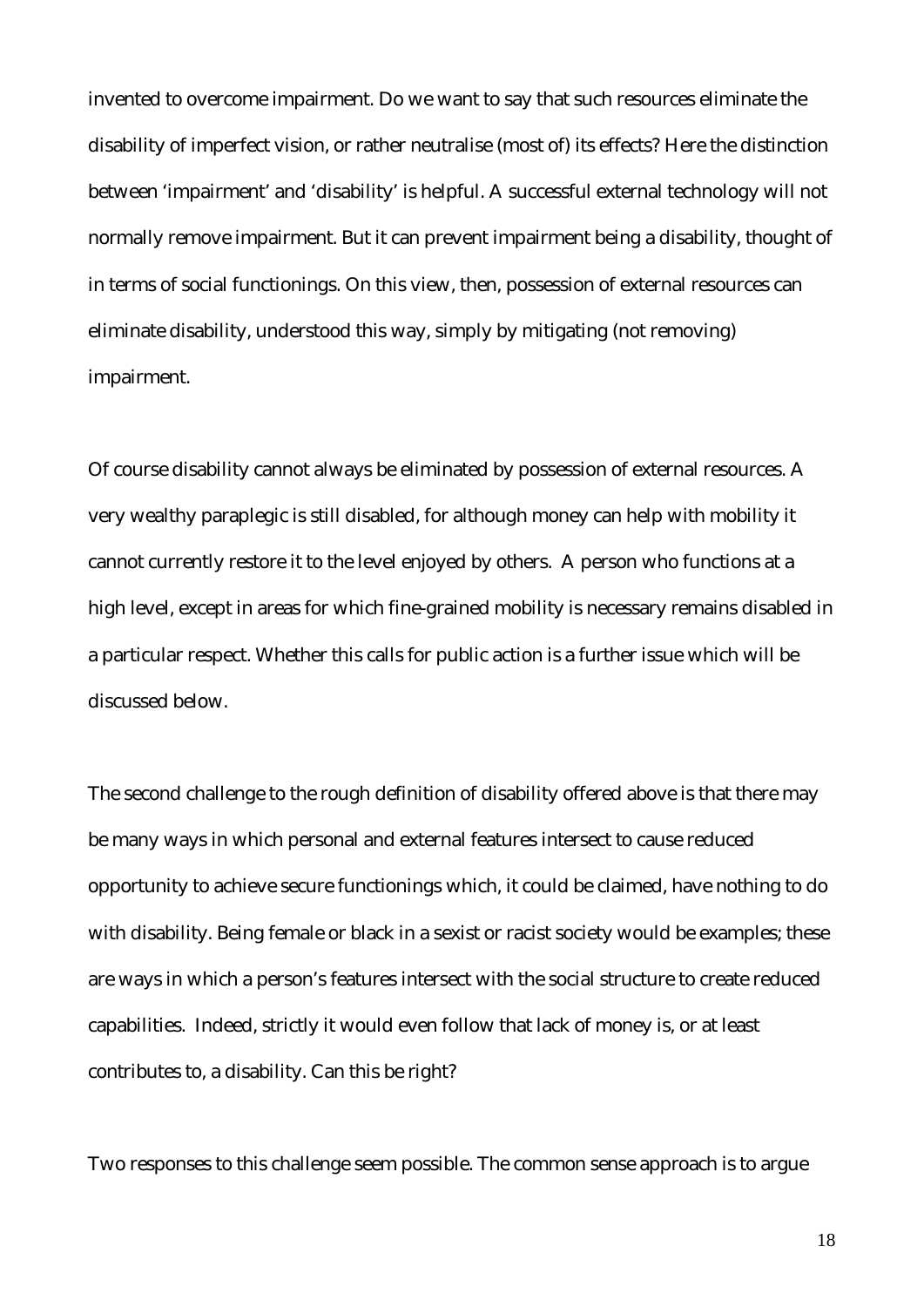invented to overcome impairment. Do we want to say that such resources eliminate the disability of imperfect vision, or rather neutralise (most of) its effects? Here the distinction between 'impairment' and 'disability' is helpful. A successful external technology will not normally remove impairment. But it can prevent impairment being a disability, thought of in terms of social functionings. On this view, then, possession of external resources can eliminate disability, understood this way, simply by mitigating (not removing) impairment.

Of course disability cannot always be eliminated by possession of external resources. A very wealthy paraplegic is still disabled, for although money can help with mobility it cannot currently restore it to the level enjoyed by others. A person who functions at a high level, except in areas for which fine-grained mobility is necessary remains disabled in a particular respect. Whether this calls for public action is a further issue which will be discussed below.

The second challenge to the rough definition of disability offered above is that there may be many ways in which personal and external features intersect to cause reduced opportunity to achieve secure functionings which, it could be claimed, have nothing to do with disability. Being female or black in a sexist or racist society would be examples; these are ways in which a person's features intersect with the social structure to create reduced capabilities. Indeed, strictly it would even follow that lack of money is, or at least contributes to, a disability. Can this be right?

Two responses to this challenge seem possible. The common sense approach is to argue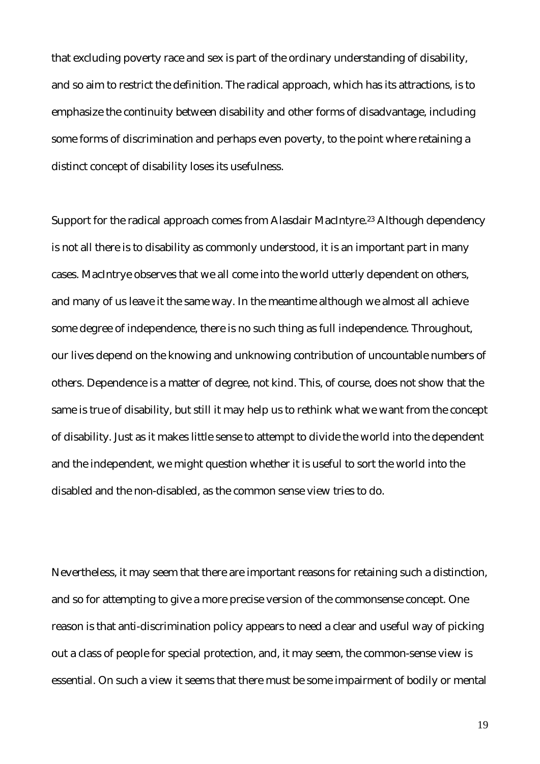that excluding poverty race and sex is part of the ordinary understanding of disability, and so aim to restrict the definition. The radical approach, which has its attractions, is to emphasize the continuity between disability and other forms of disadvantage, including some forms of discrimination and perhaps even poverty, to the point where retaining a distinct concept of disability loses its usefulness.

Support for the radical approach comes from Alasdair MacIntyre.[23] Although dependency is not all there is to disability as commonly understood, it is an important part in many cases. MacIntrye observes that we all come into the world utterly dependent on others, and many of us leave it the same way. In the meantime although we almost all achieve some degree of independence, there is no such thing as full independence. Throughout, our lives depend on the knowing and unknowing contribution of uncountable numbers of others. Dependence is a matter of degree, not kind. This, of course, does not show that the same is true of disability, but still it may help us to rethink what we want from the concept of disability. Just as it makes little sense to attempt to divide the world into the dependent and the independent, we might question whether it is useful to sort the world into the disabled and the non-disabled, as the common sense view tries to do.

Nevertheless, it may seem that there are important reasons for retaining such a distinction, and so for attempting to give a more precise version of the commonsense concept. One reason is that anti-discrimination policy appears to need a clear and useful way of picking out a class of people for special protection, and, it may seem, the common-sense view is essential. On such a view it seems that there must be some impairment of bodily or mental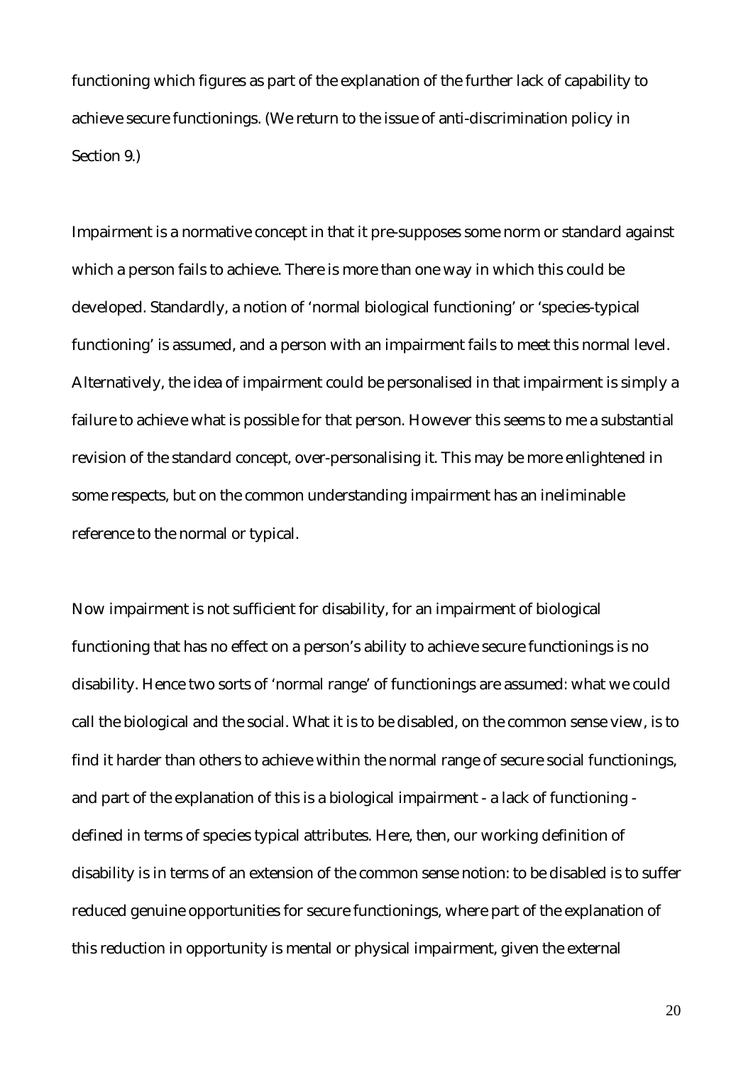functioning which figures as part of the explanation of the further lack of capability to achieve secure functionings. (We return to the issue of anti-discrimination policy in Section 9.)

Impairment is a normative concept in that it pre-supposes some norm or standard against which a person fails to achieve. There is more than one way in which this could be developed. Standardly, a notion of 'normal biological functioning' or 'species-typical functioning' is assumed, and a person with an impairment fails to meet this normal level. Alternatively, the idea of impairment could be personalised in that impairment is simply a failure to achieve what is possible for that person. However this seems to me a substantial revision of the standard concept, over-personalising it. This may be more enlightened in some respects, but on the common understanding impairment has an ineliminable reference to the normal or typical.

Now impairment is not sufficient for disability, for an impairment of biological functioning that has no effect on a person's ability to achieve secure functionings is no disability. Hence two sorts of 'normal range' of functionings are assumed: what we could call the biological and the social. What it is to be disabled, on the common sense view, is to find it harder than others to achieve within the normal range of secure social functionings, and part of the explanation of this is a biological impairment - a lack of functioning - defined in terms of species typical attributes. Here, then, our working definition of disability is in terms of an extension of the common sense notion: to be disabled is to suffer reduced genuine opportunities for secure functionings, where part of the explanation of this reduction in opportunity is mental or physical impairment, given the external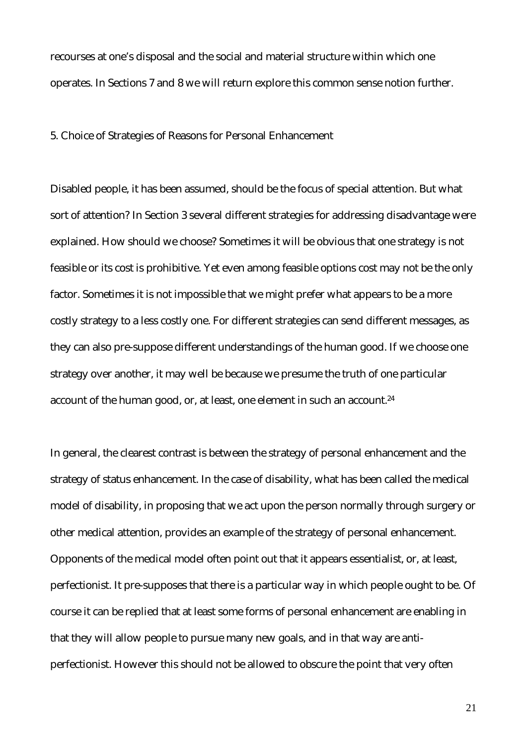recourses at one's disposal and the social and material structure within which one operates. In Sections 7 and 8 we will return explore this common sense notion further.

## 5. Choice of Strategies of Reasons for Personal Enhancement

Disabled people, it has been assumed, should be the focus of special attention. But what sort of attention? In Section 3 several different strategies for addressing disadvantage were explained. How should we choose? Sometimes it will be obvious that one strategy is not feasible or its cost is prohibitive. Yet even among feasible options cost may not be the only factor. Sometimes it is not impossible that we might prefer what appears to be a more costly strategy to a less costly one. For different strategies can send different messages, as they can also pre-suppose different understandings of the human good. If we choose one strategy over another, it may well be because we presume the truth of one particular account of the human good, or, at least, one element in such an account.[24]

In general, the clearest contrast is between the strategy of personal enhancement and the strategy of status enhancement. In the case of disability, what has been called the medical model of disability, in proposing that we act upon the person normally through surgery or other medical attention, provides an example of the strategy of personal enhancement. Opponents of the medical model often point out that it appears essentialist, or, at least, perfectionist. It pre-supposes that there is a particular way in which people ought to be. Of course it can be replied that at least some forms of personal enhancement are enabling in that they will allow people to pursue many new goals, and in that way are anti-perfectionist. However this should not be allowed to obscure the point that very often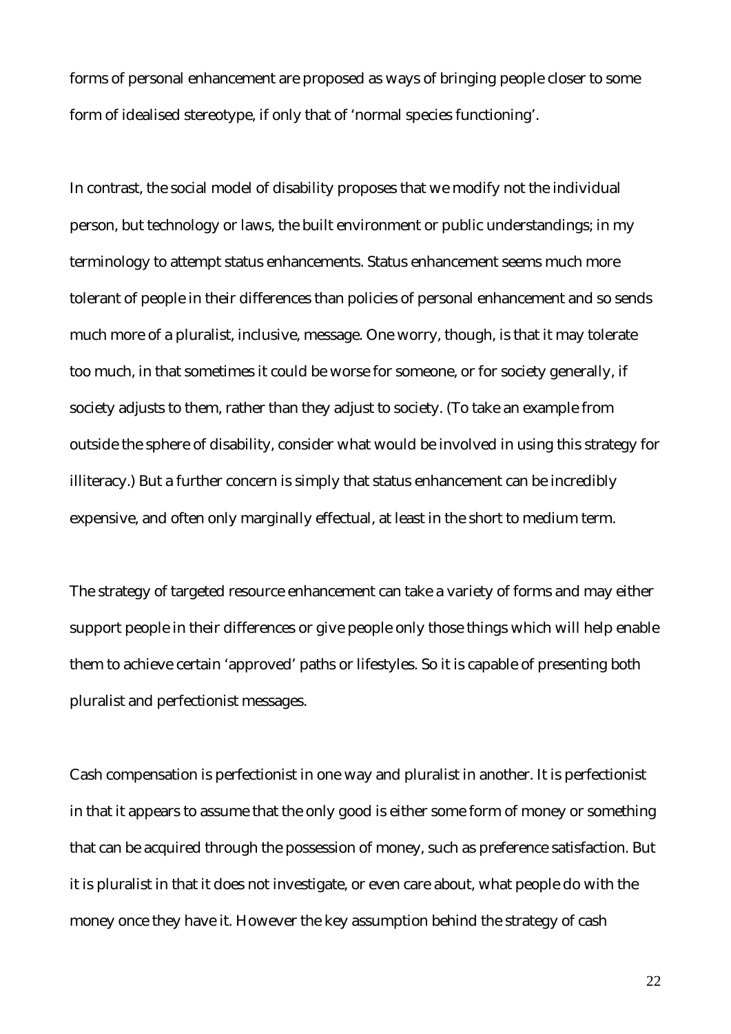forms of personal enhancement are proposed as ways of bringing people closer to some form of idealised stereotype, if only that of 'normal species functioning'.

In contrast, the social model of disability proposes that we modify not the individual person, but technology or laws, the built environment or public understandings; in my terminology to attempt status enhancements. Status enhancement seems much more tolerant of people in their differences than policies of personal enhancement and so sends much more of a pluralist, inclusive, message. One worry, though, is that it may tolerate too much, in that sometimes it could be worse for someone, or for society generally, if society adjusts to them, rather than they adjust to society. (To take an example from outside the sphere of disability, consider what would be involved in using this strategy for illiteracy.) But a further concern is simply that status enhancement can be incredibly expensive, and often only marginally effectual, at least in the short to medium term.

The strategy of targeted resource enhancement can take a variety of forms and may either support people in their differences or give people only those things which will help enable them to achieve certain 'approved' paths or lifestyles. So it is capable of presenting both pluralist and perfectionist messages.

Cash compensation is perfectionist in one way and pluralist in another. It is perfectionist in that it appears to assume that the only good is either some form of money or something that can be acquired through the possession of money, such as preference satisfaction. But it is pluralist in that it does not investigate, or even care about, what people do with the money once they have it. However the key assumption behind the strategy of cash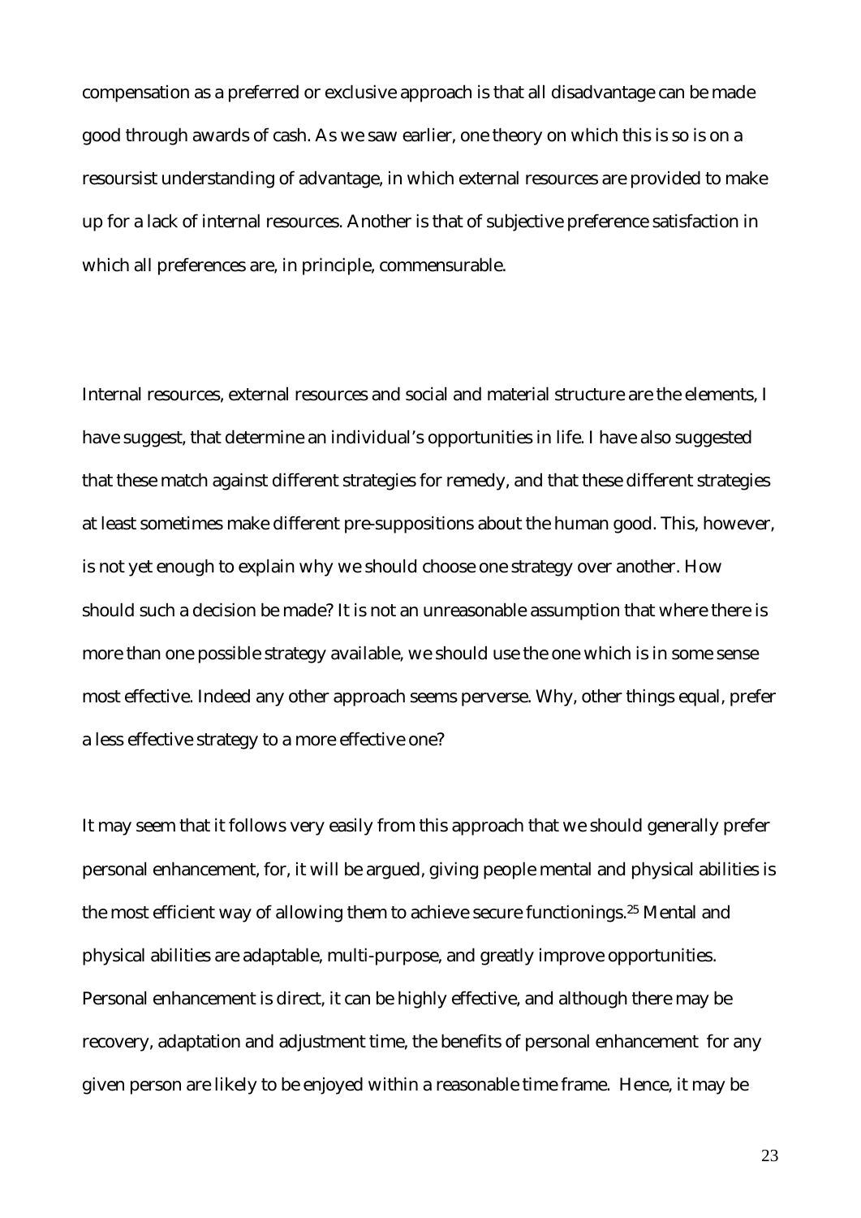compensation as a preferred or exclusive approach is that all disadvantage can be made good through awards of cash. As we saw earlier, one theory on which this is so is on a resoursist understanding of advantage, in which external resources are provided to make up for a lack of internal resources. Another is that of subjective preference satisfaction in which all preferences are, in principle, commensurable.

Internal resources, external resources and social and material structure are the elements, I have suggest, that determine an individual's opportunities in life. I have also suggested that these match against different strategies for remedy, and that these different strategies at least sometimes make different pre-suppositions about the human good. This, however, is not yet enough to explain why we should choose one strategy over another. How should such a decision be made? It is not an unreasonable assumption that where there is more than one possible strategy available, we should use the one which is in some sense most effective. Indeed any other approach seems perverse. Why, other things equal, prefer a less effective strategy to a more effective one?

It may seem that it follows very easily from this approach that we should generally prefer personal enhancement, for, it will be argued, giving people mental and physical abilities is the most efficient way of allowing them to achieve secure functionings.[25] Mental and physical abilities are adaptable, multi-purpose, and greatly improve opportunities. Personal enhancement is direct, it can be highly effective, and although there may be recovery, adaptation and adjustment time, the benefits of personal enhancement for any given person are likely to be enjoyed within a reasonable time frame. Hence, it may be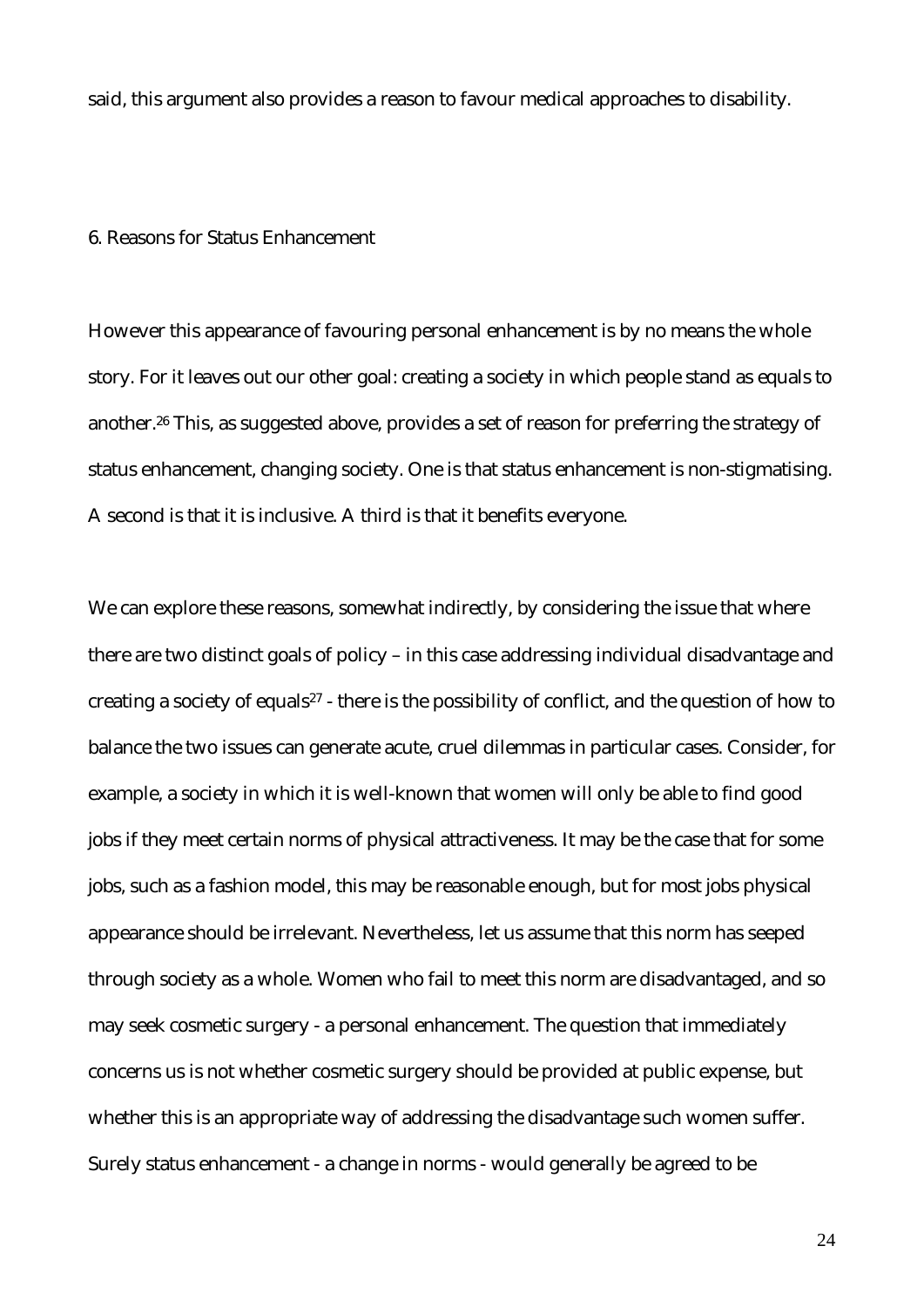said, this argument also provides a reason to favour medical approaches to disability.

## 6. Reasons for Status Enhancement

However this appearance of favouring personal enhancement is by no means the whole story. For it leaves out our other goal: creating a society in which people stand as equals to another.[26] This, as suggested above, provides a set of reason for preferring the strategy of status enhancement, changing society. One is that status enhancement is non-stigmatising. A second is that it is inclusive. A third is that it benefits everyone.

We can explore these reasons, somewhat indirectly, by considering the issue that where there are two distinct goals of policy – in this case addressing individual disadvantage and creating a society of equals[27] - there is the possibility of conflict, and the question of how to balance the two issues can generate acute, cruel dilemmas in particular cases. Consider, for example, a society in which it is well-known that women will only be able to find good jobs if they meet certain norms of physical attractiveness. It may be the case that for some jobs, such as a fashion model, this may be reasonable enough, but for most jobs physical appearance should be irrelevant. Nevertheless, let us assume that this norm has seeped through society as a whole. Women who fail to meet this norm are disadvantaged, and so may seek cosmetic surgery - a personal enhancement. The question that immediately concerns us is not whether cosmetic surgery should be provided at public expense, but whether this is an appropriate way of addressing the disadvantage such women suffer. Surely status enhancement - a change in norms - would generally be agreed to be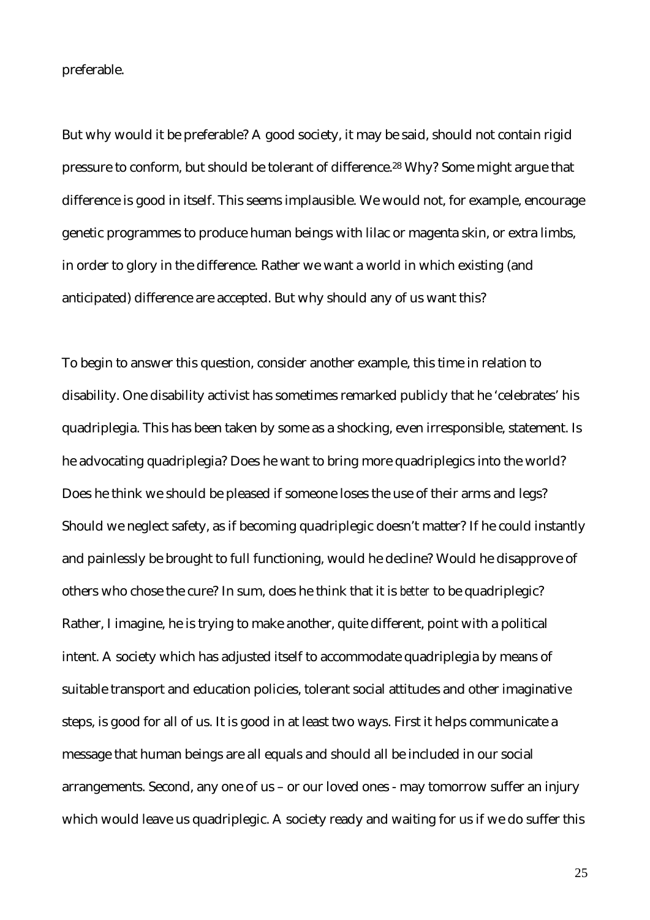preferable.

But why would it be preferable? A good society, it may be said, should not contain rigid pressure to conform, but should be tolerant of difference.[28] Why? Some might argue that difference is good in itself. This seems implausible. We would not, for example, encourage genetic programmes to produce human beings with lilac or magenta skin, or extra limbs, in order to glory in the difference. Rather we want a world in which existing (and anticipated) difference are accepted. But why should any of us want this?

To begin to answer this question, consider another example, this time in relation to disability. One disability activist has sometimes remarked publicly that he 'celebrates' his quadriplegia. This has been taken by some as a shocking, even irresponsible, statement. Is he advocating quadriplegia? Does he want to bring more quadriplegics into the world? Does he think we should be pleased if someone loses the use of their arms and legs? Should we neglect safety, as if becoming quadriplegic doesn't matter? If he could instantly and painlessly be brought to full functioning, would he decline? Would he disapprove of others who chose the cure? In sum, does he think that it is *better* to be quadriplegic? Rather, I imagine, he is trying to make another, quite different, point with a political intent. A society which has adjusted itself to accommodate quadriplegia by means of suitable transport and education policies, tolerant social attitudes and other imaginative steps, is good for all of us. It is good in at least two ways. First it helps communicate a message that human beings are all equals and should all be included in our social arrangements. Second, any one of us – or our loved ones - may tomorrow suffer an injury which would leave us quadriplegic. A society ready and waiting for us if we do suffer this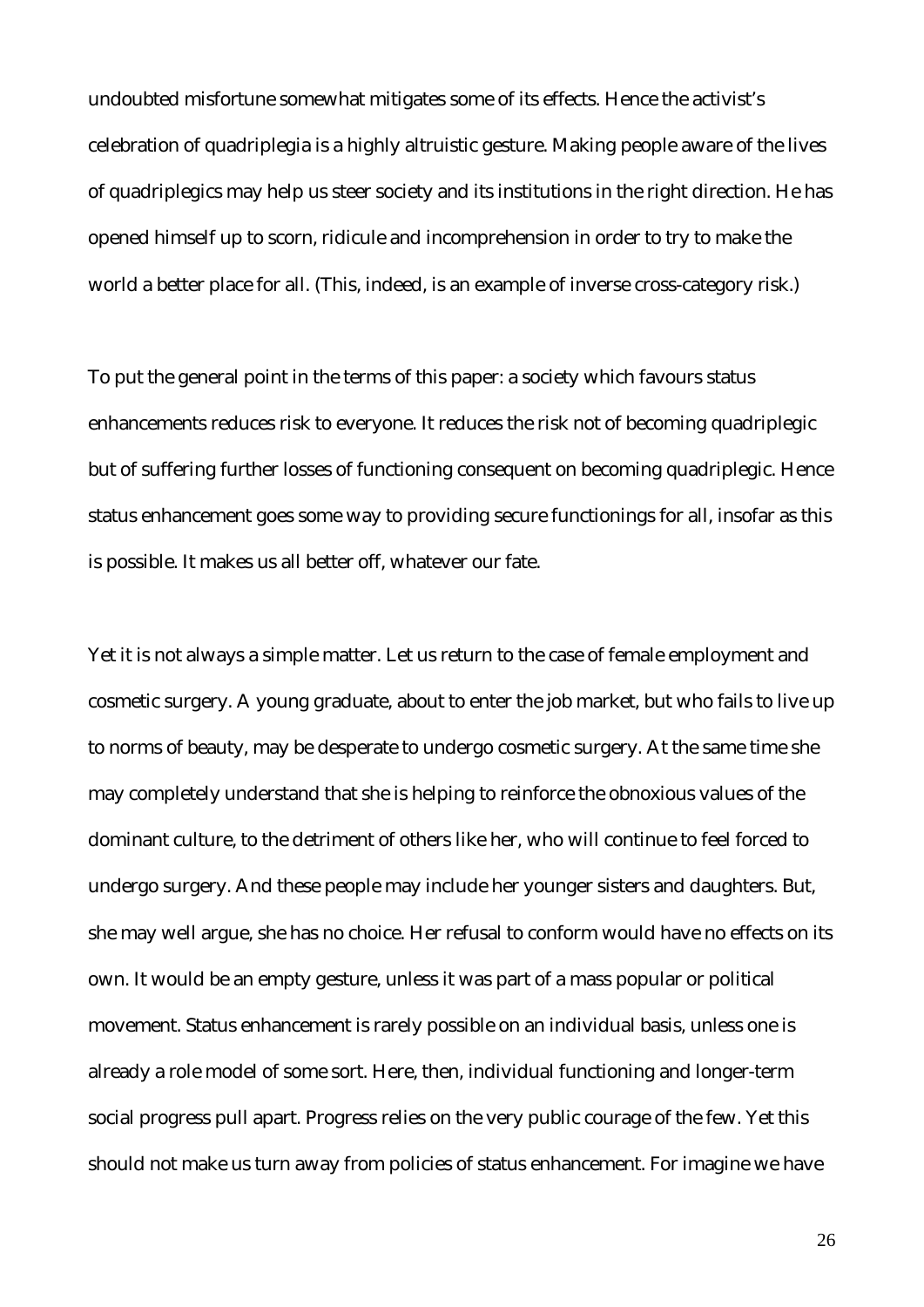undoubted misfortune somewhat mitigates some of its effects. Hence the activist's celebration of quadriplegia is a highly altruistic gesture. Making people aware of the lives of quadriplegics may help us steer society and its institutions in the right direction. He has opened himself up to scorn, ridicule and incomprehension in order to try to make the world a better place for all. (This, indeed, is an example of inverse cross-category risk.)

To put the general point in the terms of this paper: a society which favours status enhancements reduces risk to everyone. It reduces the risk not of becoming quadriplegic but of suffering further losses of functioning consequent on becoming quadriplegic. Hence status enhancement goes some way to providing secure functionings for all, insofar as this is possible. It makes us all better off, whatever our fate.

Yet it is not always a simple matter. Let us return to the case of female employment and cosmetic surgery. A young graduate, about to enter the job market, but who fails to live up to norms of beauty, may be desperate to undergo cosmetic surgery. At the same time she may completely understand that she is helping to reinforce the obnoxious values of the dominant culture, to the detriment of others like her, who will continue to feel forced to undergo surgery. And these people may include her younger sisters and daughters. But, she may well argue, she has no choice. Her refusal to conform would have no effects on its own. It would be an empty gesture, unless it was part of a mass popular or political movement. Status enhancement is rarely possible on an individual basis, unless one is already a role model of some sort. Here, then, individual functioning and longer-term social progress pull apart. Progress relies on the very public courage of the few. Yet this should not make us turn away from policies of status enhancement. For imagine we have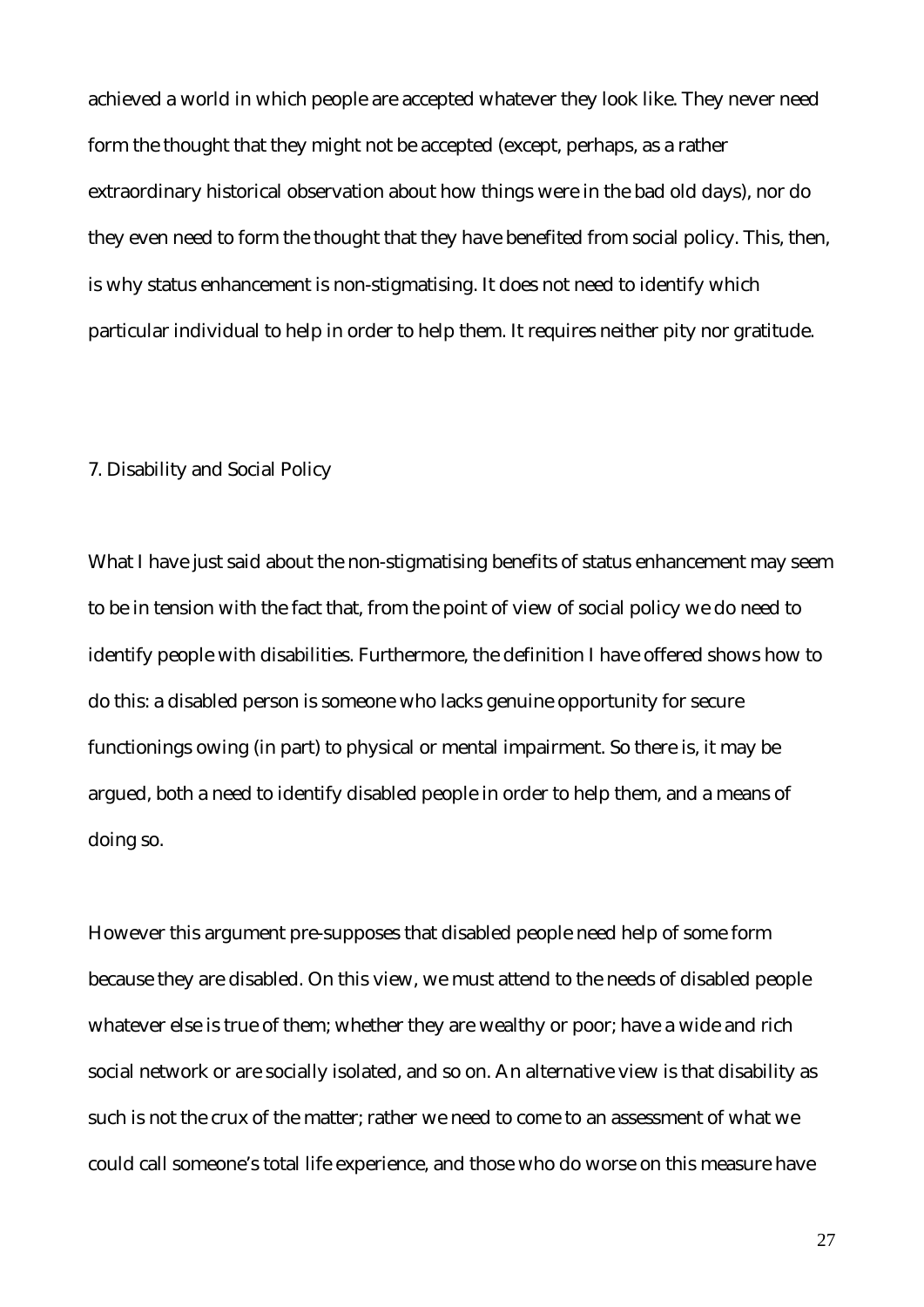achieved a world in which people are accepted whatever they look like. They never need form the thought that they might not be accepted (except, perhaps, as a rather extraordinary historical observation about how things were in the bad old days), nor do they even need to form the thought that they have benefited from social policy. This, then, is why status enhancement is non-stigmatising. It does not need to identify which particular individual to help in order to help them. It requires neither pity nor gratitude.

## 7. Disability and Social Policy

What I have just said about the non-stigmatising benefits of status enhancement may seem to be in tension with the fact that, from the point of view of social policy we do need to identify people with disabilities. Furthermore, the definition I have offered shows how to do this: a disabled person is someone who lacks genuine opportunity for secure functionings owing (in part) to physical or mental impairment. So there is, it may be argued, both a need to identify disabled people in order to help them, and a means of doing so.

However this argument pre-supposes that disabled people need help of some form because they are disabled. On this view, we must attend to the needs of disabled people whatever else is true of them; whether they are wealthy or poor; have a wide and rich social network or are socially isolated, and so on. An alternative view is that disability as such is not the crux of the matter; rather we need to come to an assessment of what we could call someone's total life experience, and those who do worse on this measure have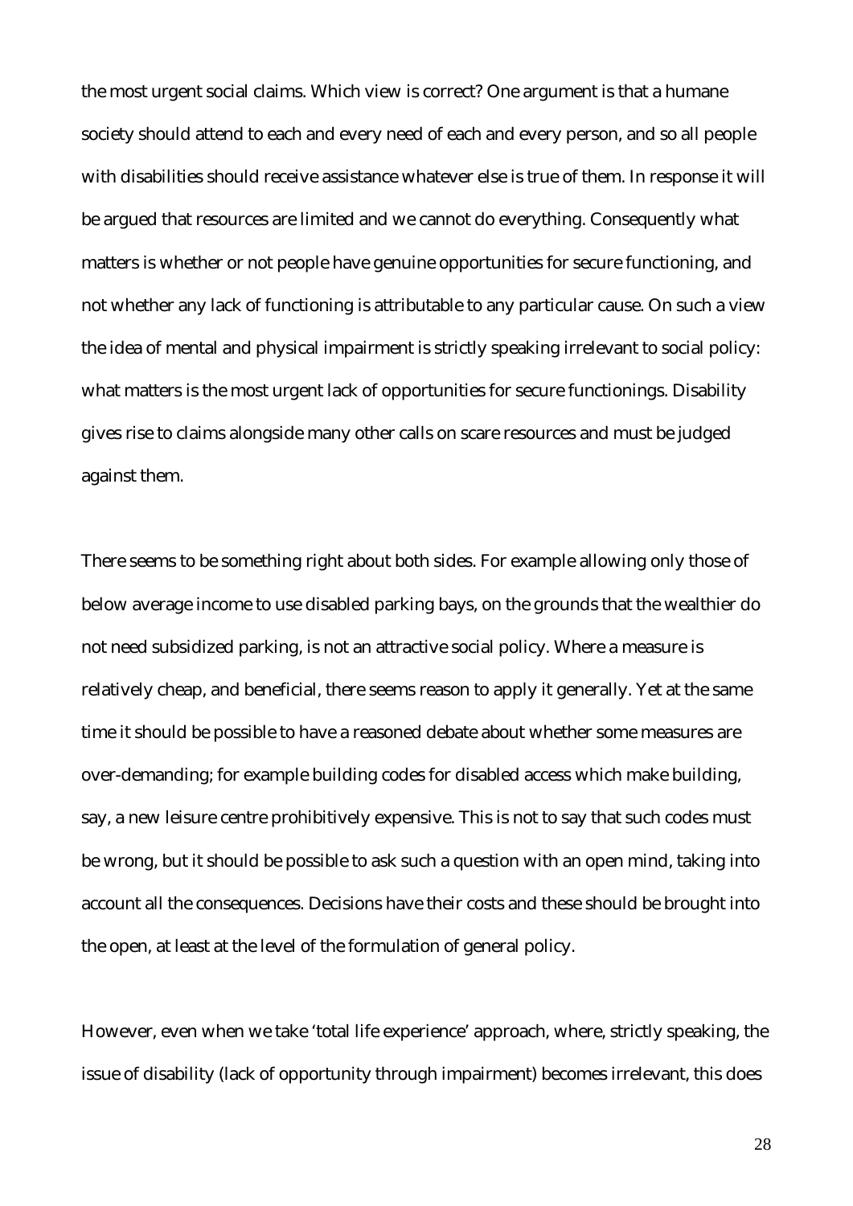the most urgent social claims. Which view is correct? One argument is that a humane society should attend to each and every need of each and every person, and so all people with disabilities should receive assistance whatever else is true of them. In response it will be argued that resources are limited and we cannot do everything. Consequently what matters is whether or not people have genuine opportunities for secure functioning, and not whether any lack of functioning is attributable to any particular cause. On such a view the idea of mental and physical impairment is strictly speaking irrelevant to social policy: what matters is the most urgent lack of opportunities for secure functionings. Disability gives rise to claims alongside many other calls on scare resources and must be judged against them.

There seems to be something right about both sides. For example allowing only those of below average income to use disabled parking bays, on the grounds that the wealthier do not need subsidized parking, is not an attractive social policy. Where a measure is relatively cheap, and beneficial, there seems reason to apply it generally. Yet at the same time it should be possible to have a reasoned debate about whether some measures are over-demanding; for example building codes for disabled access which make building, say, a new leisure centre prohibitively expensive. This is not to say that such codes must be wrong, but it should be possible to ask such a question with an open mind, taking into account all the consequences. Decisions have their costs and these should be brought into the open, at least at the level of the formulation of general policy.

However, even when we take 'total life experience' approach, where, strictly speaking, the issue of disability (lack of opportunity through impairment) becomes irrelevant, this does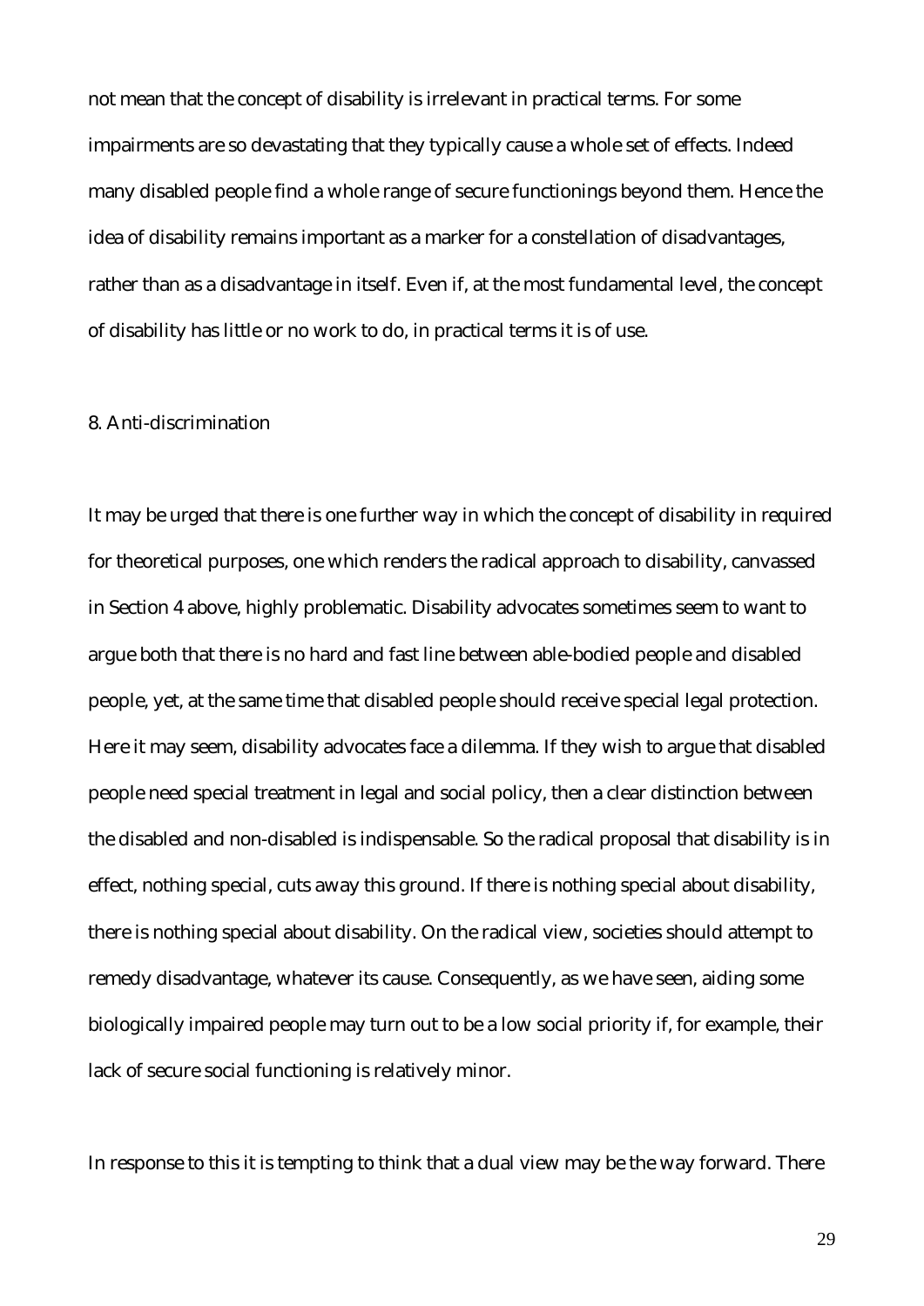not mean that the concept of disability is irrelevant in practical terms. For some impairments are so devastating that they typically cause a whole set of effects. Indeed many disabled people find a whole range of secure functionings beyond them. Hence the idea of disability remains important as a marker for a constellation of disadvantages, rather than as a disadvantage in itself. Even if, at the most fundamental level, the concept of disability has little or no work to do, in practical terms it is of use.

## 8. Anti-discrimination

It may be urged that there is one further way in which the concept of disability in required for theoretical purposes, one which renders the radical approach to disability, canvassed in Section 4 above, highly problematic. Disability advocates sometimes seem to want to argue both that there is no hard and fast line between able-bodied people and disabled people, yet, at the same time that disabled people should receive special legal protection. Here it may seem, disability advocates face a dilemma. If they wish to argue that disabled people need special treatment in legal and social policy, then a clear distinction between the disabled and non-disabled is indispensable. So the radical proposal that disability is in effect, nothing special, cuts away this ground. If there is nothing special about disability, there is nothing special about disability. On the radical view, societies should attempt to remedy disadvantage, whatever its cause. Consequently, as we have seen, aiding some biologically impaired people may turn out to be a low social priority if, for example, their lack of secure social functioning is relatively minor.

In response to this it is tempting to think that a dual view may be the way forward. There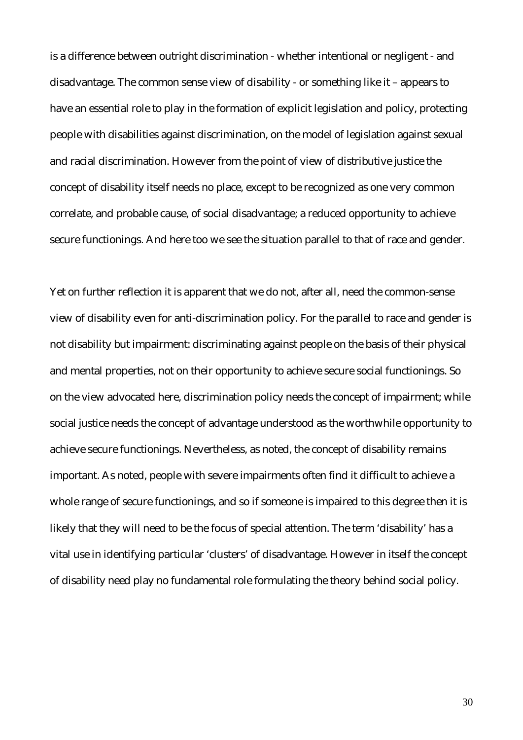is a difference between outright discrimination - whether intentional or negligent - and disadvantage. The common sense view of disability - or something like it – appears to have an essential role to play in the formation of explicit legislation and policy, protecting people with disabilities against discrimination, on the model of legislation against sexual and racial discrimination. However from the point of view of distributive justice the concept of disability itself needs no place, except to be recognized as one very common correlate, and probable cause, of social disadvantage; a reduced opportunity to achieve secure functionings. And here too we see the situation parallel to that of race and gender.

Yet on further reflection it is apparent that we do not, after all, need the common-sense view of disability even for anti-discrimination policy. For the parallel to race and gender is not disability but impairment: discriminating against people on the basis of their physical and mental properties, not on their opportunity to achieve secure social functionings. So on the view advocated here, discrimination policy needs the concept of impairment; while social justice needs the concept of advantage understood as the worthwhile opportunity to achieve secure functionings. Nevertheless, as noted, the concept of disability remains important. As noted, people with severe impairments often find it difficult to achieve a whole range of secure functionings, and so if someone is impaired to this degree then it is likely that they will need to be the focus of special attention. The term 'disability' has a vital use in identifying particular 'clusters' of disadvantage. However in itself the concept of disability need play no fundamental role formulating the theory behind social policy.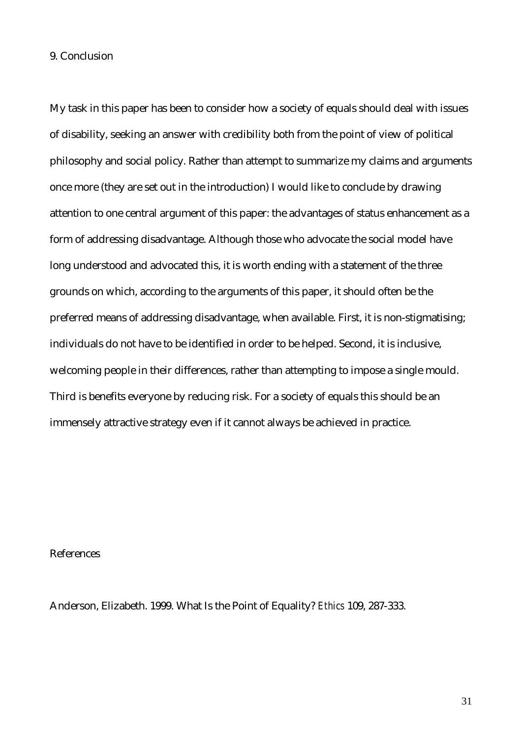## 9. Conclusion

My task in this paper has been to consider how a society of equals should deal with issues of disability, seeking an answer with credibility both from the point of view of political philosophy and social policy. Rather than attempt to summarize my claims and arguments once more (they are set out in the introduction) I would like to conclude by drawing attention to one central argument of this paper: the advantages of status enhancement as a form of addressing disadvantage. Although those who advocate the social model have long understood and advocated this, it is worth ending with a statement of the three grounds on which, according to the arguments of this paper, it should often be the preferred means of addressing disadvantage, when available. First, it is non-stigmatising; individuals do not have to be identified in order to be helped. Second, it is inclusive, welcoming people in their differences, rather than attempting to impose a single mould. Third is benefits everyone by reducing risk. For a society of equals this should be an immensely attractive strategy even if it cannot always be achieved in practice.

## References

Anderson, Elizabeth. 1999. What Is the Point of Equality? *Ethics* 109, 287-333.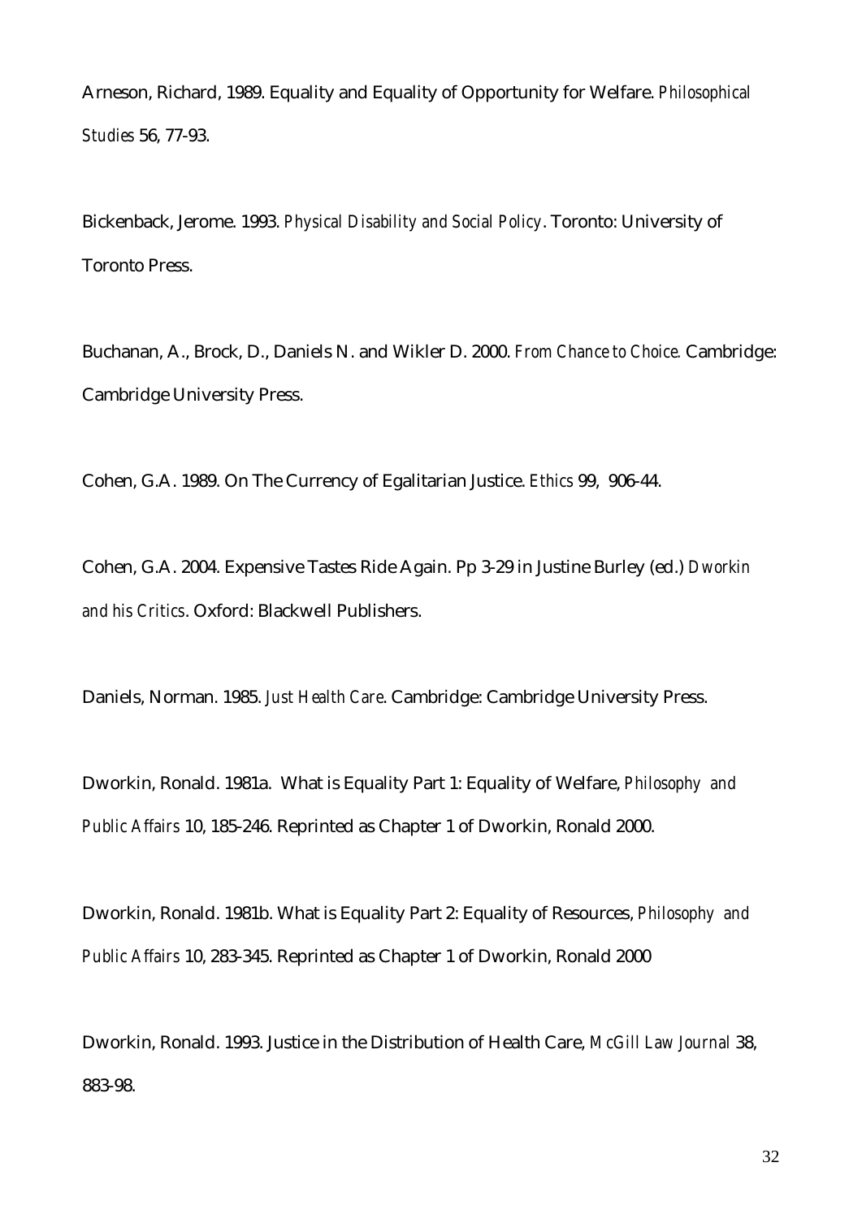Arneson, Richard, 1989. Equality and Equality of Opportunity for Welfare. *Philosophical Studies* 56, 77-93.

Bickenback, Jerome. 1993. *Physical Disability and Social Policy*. Toronto: University of Toronto Press.

Buchanan, A., Brock, D., Daniels N. and Wikler D. 2000. *From Chance to Choice.* Cambridge: Cambridge University Press.

Cohen, G.A. 1989. On The Currency of Egalitarian Justice. *Ethics* 99, 906-44.

Cohen, G.A. 2004. Expensive Tastes Ride Again. Pp 3-29 in Justine Burley (ed.) *Dworkin and his Critics*. Oxford: Blackwell Publishers.

Daniels, Norman. 1985. *Just Health Care*. Cambridge: Cambridge University Press.

Dworkin, Ronald. 1981a. What is Equality Part 1: Equality of Welfare, *Philosophy and Public Affairs* 10, 185-246. Reprinted as Chapter 1 of Dworkin, Ronald 2000.

Dworkin, Ronald. 1981b. What is Equality Part 2: Equality of Resources, *Philosophy and Public Affairs* 10, 283-345. Reprinted as Chapter 1 of Dworkin, Ronald 2000

Dworkin, Ronald. 1993. Justice in the Distribution of Health Care, *McGill Law Journal* 38, 883-98.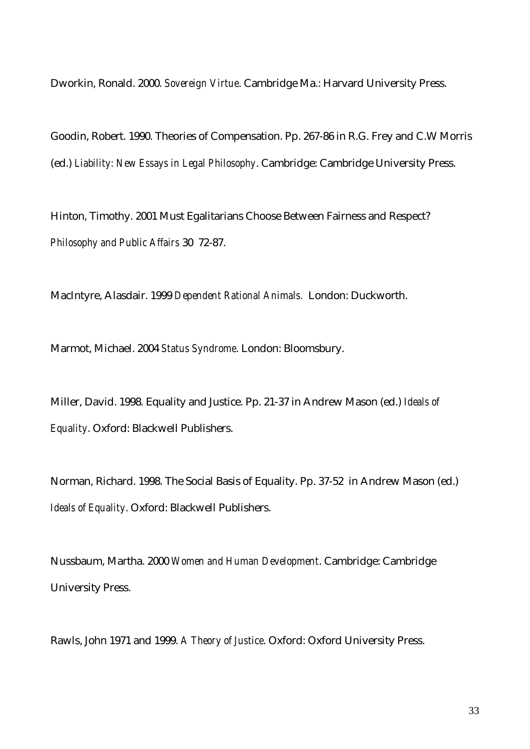Dworkin, Ronald. 2000. *Sovereign Virtue*. Cambridge Ma.: Harvard University Press.

Goodin, Robert. 1990. Theories of Compensation. Pp. 267-86 in R.G. Frey and C.W Morris (ed.) *Liability: New Essays in Legal Philosophy*. Cambridge: Cambridge University Press.

Hinton, Timothy. 2001 Must Egalitarians Choose Between Fairness and Respect? *Philosophy and Public Affairs* 30 72-87.

MacIntyre, Alasdair. 1999 *Dependent Rational Animals.* London: Duckworth.

Marmot, Michael. 2004 *Status Syndrome*. London: Bloomsbury.

Miller, David. 1998. Equality and Justice. Pp. 21-37 in Andrew Mason (ed.) *Ideals of Equality*. Oxford: Blackwell Publishers.

Norman, Richard. 1998. The Social Basis of Equality. Pp. 37-52 in Andrew Mason (ed.) *Ideals of Equality*. Oxford: Blackwell Publishers.

Nussbaum, Martha. 2000 *Women and Human Development*. Cambridge: Cambridge University Press.

Rawls, John 1971 and 1999. *A Theory of Justice*. Oxford: Oxford University Press.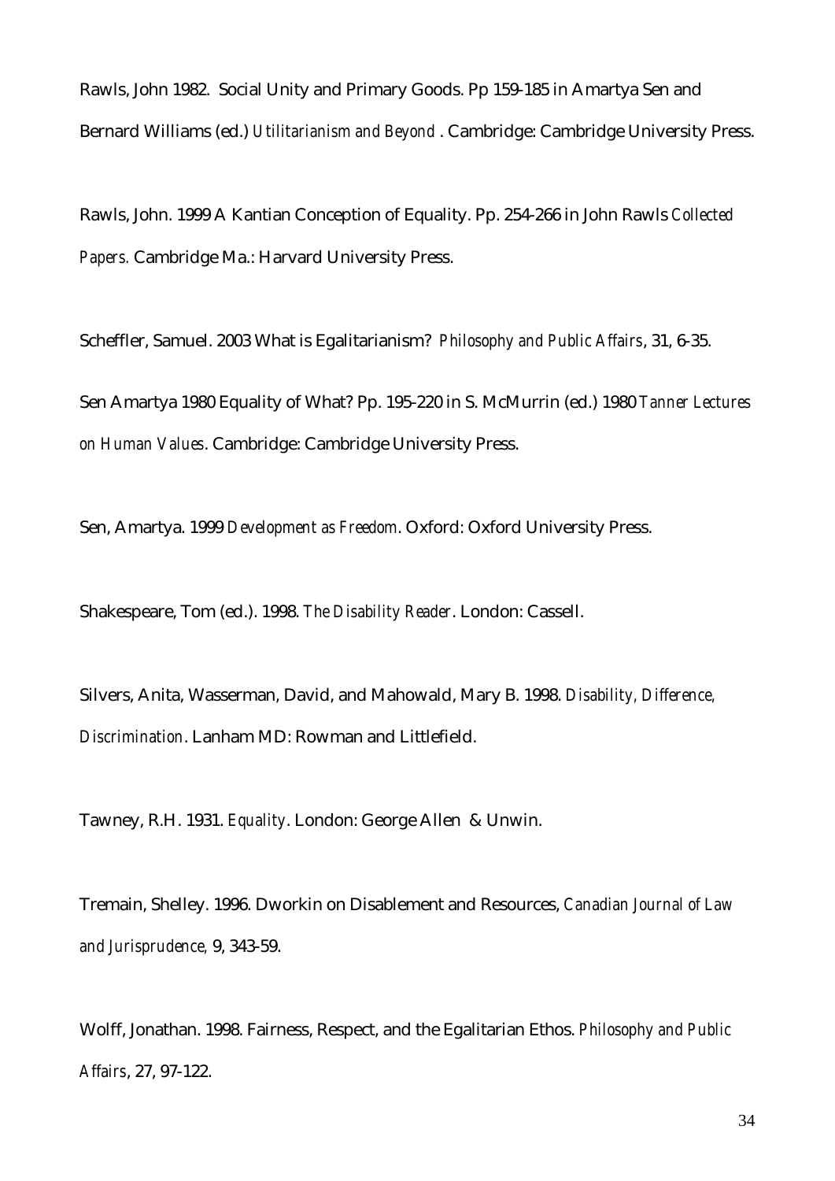Rawls, John 1982. Social Unity and Primary Goods. Pp 159-185 in Amartya Sen and Bernard Williams (ed.) *Utilitarianism and Beyond* . Cambridge: Cambridge University Press.

Rawls, John. 1999 A Kantian Conception of Equality. Pp. 254-266 in John Rawls *Collected Papers.* Cambridge Ma.: Harvard University Press.

Scheffler, Samuel. 2003 What is Egalitarianism? *Philosophy and Public Affairs*, 31, 6-35.

Sen Amartya 1980 Equality of What? Pp. 195-220 in S. McMurrin (ed.) 1980 *Tanner Lectures on Human Values*. Cambridge: Cambridge University Press.

Sen, Amartya. 1999 *Development as Freedom*. Oxford: Oxford University Press.

Shakespeare, Tom (ed.). 1998. *The Disability Reader*. London: Cassell.

Silvers, Anita, Wasserman, David, and Mahowald, Mary B. 1998. *Disability, Difference, Discrimination*. Lanham MD: Rowman and Littlefield.

Tawney, R.H. 1931. *Equality*. London: George Allen & Unwin.

Tremain, Shelley. 1996. Dworkin on Disablement and Resources, *Canadian Journal of Law and Jurisprudence,* 9, 343-59.

Wolff, Jonathan. 1998. Fairness, Respect, and the Egalitarian Ethos. *Philosophy and Public Affairs*, 27, 97-122.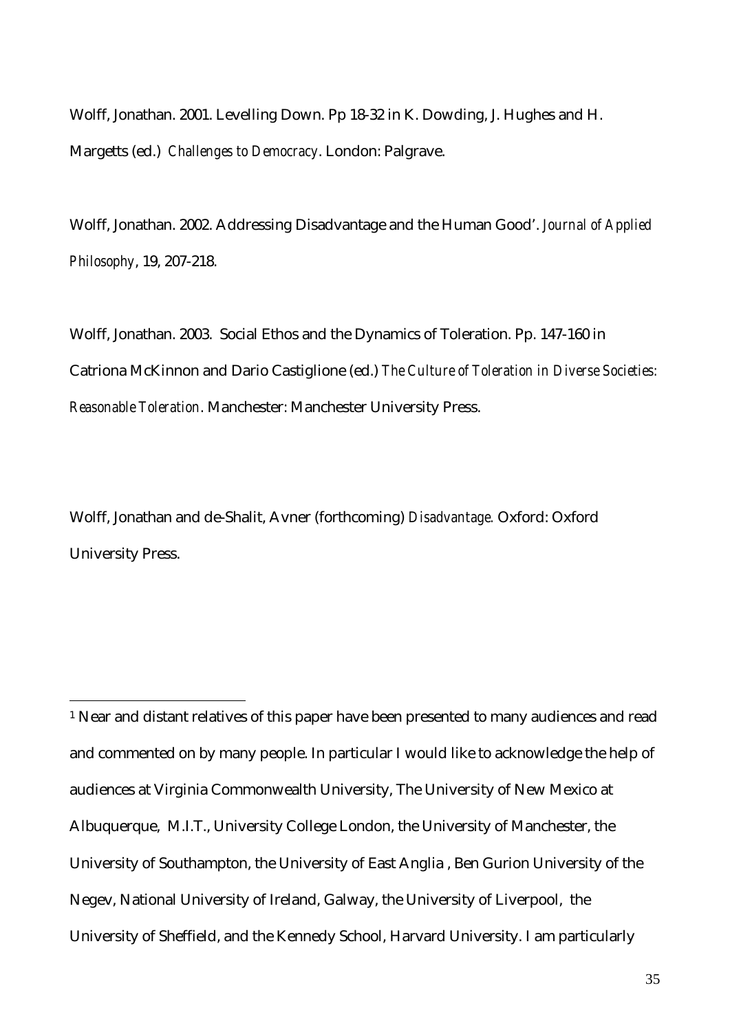Wolff, Jonathan. 2001. Levelling Down. Pp 18-32 in K. Dowding, J. Hughes and H. Margetts (ed.) *Challenges to Democracy*. London: Palgrave.

Wolff, Jonathan. 2002. Addressing Disadvantage and the Human Good'. *Journal of Applied Philosophy*, 19, 207-218.

Wolff, Jonathan. 2003. Social Ethos and the Dynamics of Toleration. Pp. 147-160 in Catriona McKinnon and Dario Castiglione (ed.) *The Culture of Toleration in Diverse Societies: Reasonable Toleration*. Manchester: Manchester University Press.

Wolff, Jonathan and de-Shalit, Avner (forthcoming) *Disadvantage.* Oxford: Oxford University Press.

---

[1] Near and distant relatives of this paper have been presented to many audiences and read and commented on by many people. In particular I would like to acknowledge the help of audiences at Virginia Commonwealth University, The University of New Mexico at Albuquerque, M.I.T., University College London, the University of Manchester, the University of Southampton, the University of East Anglia , Ben Gurion University of the Negev, National University of Ireland, Galway, the University of Liverpool, the University of Sheffield, and the Kennedy School, Harvard University. I am particularly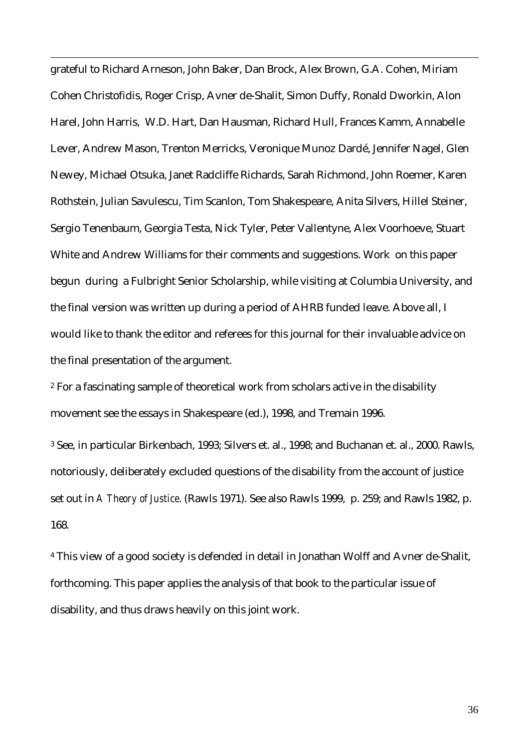grateful to Richard Arneson, John Baker, Dan Brock, Alex Brown, G.A. Cohen, Miriam Cohen Christofidis, Roger Crisp, Avner de-Shalit, Simon Duffy, Ronald Dworkin, Alon Harel, John Harris, W.D. Hart, Dan Hausman, Richard Hull, Frances Kamm, Annabelle Lever, Andrew Mason, Trenton Merricks, Veronique Munoz Dardé, Jennifer Nagel, Glen Newey, Michael Otsuka, Janet Radcliffe Richards, Sarah Richmond, John Roemer, Karen Rothstein, Julian Savulescu, Tim Scanlon, Tom Shakespeare, Anita Silvers, Hillel Steiner, Sergio Tenenbaum, Georgia Testa, Nick Tyler, Peter Vallentyne, Alex Voorhoeve, Stuart White and Andrew Williams for their comments and suggestions. Work on this paper begun during a Fulbright Senior Scholarship, while visiting at Columbia University, and the final version was written up during a period of AHRB funded leave. Above all, I would like to thank the editor and referees for this journal for their invaluable advice on the final presentation of the argument.

[2] For a fascinating sample of theoretical work from scholars active in the disability movement see the essays in Shakespeare (ed.), 1998, and Tremain 1996.

[3] See, in particular Birkenbach, 1993; Silvers et. al., 1998; and Buchanan et. al., 2000. Rawls, notoriously, deliberately excluded questions of the disability from the account of justice set out in *A Theory of Justice*. (Rawls 1971). See also Rawls 1999, p. 259; and Rawls 1982, p. 168.

[4] This view of a good society is defended in detail in Jonathan Wolff and Avner de-Shalit, forthcoming. This paper applies the analysis of that book to the particular issue of disability, and thus draws heavily on this joint work.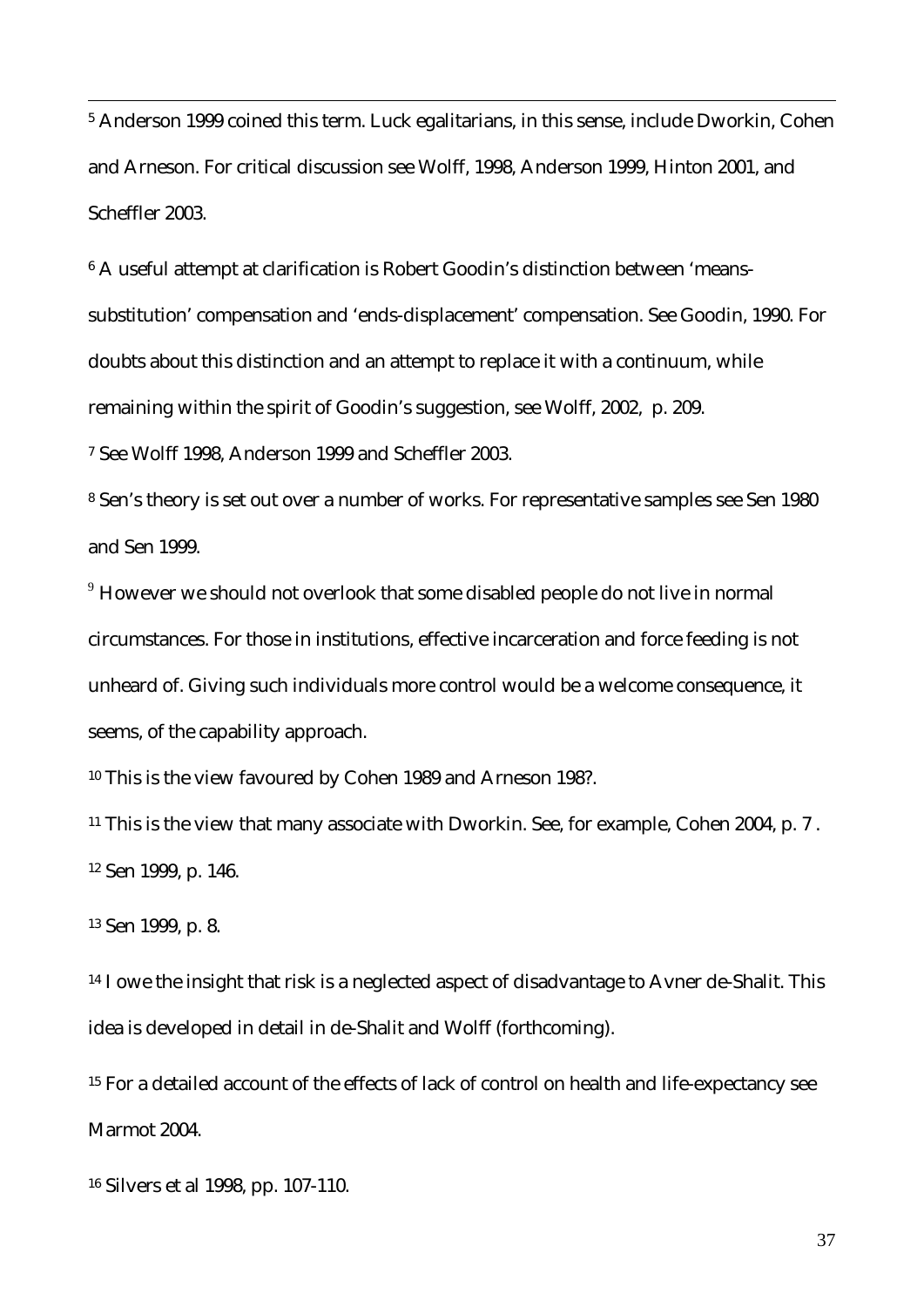[5] Anderson 1999 coined this term. Luck egalitarians, in this sense, include Dworkin, Cohen and Arneson. For critical discussion see Wolff, 1998, Anderson 1999, Hinton 2001, and Scheffler 2003.

[6] A useful attempt at clarification is Robert Goodin's distinction between 'means-substitution' compensation and 'ends-displacement' compensation. See Goodin, 1990. For doubts about this distinction and an attempt to replace it with a continuum, while remaining within the spirit of Goodin's suggestion, see Wolff, 2002, p. 209.

[7] See Wolff 1998, Anderson 1999 and Scheffler 2003.

[8] Sen's theory is set out over a number of works. For representative samples see Sen 1980 and Sen 1999.

[9] However we should not overlook that some disabled people do not live in normal circumstances. For those in institutions, effective incarceration and force feeding is not unheard of. Giving such individuals more control would be a welcome consequence, it seems, of the capability approach.

[10] This is the view favoured by Cohen 1989 and Arneson 198?.

[11] This is the view that many associate with Dworkin. See, for example, Cohen 2004, p. 7 .

[12] Sen 1999, p. 146.

[13] Sen 1999, p. 8.

[14] I owe the insight that risk is a neglected aspect of disadvantage to Avner de-Shalit. This idea is developed in detail in de-Shalit and Wolff (forthcoming).

[15] For a detailed account of the effects of lack of control on health and life-expectancy see Marmot 2004.

[16] Silvers et al 1998, pp. 107-110.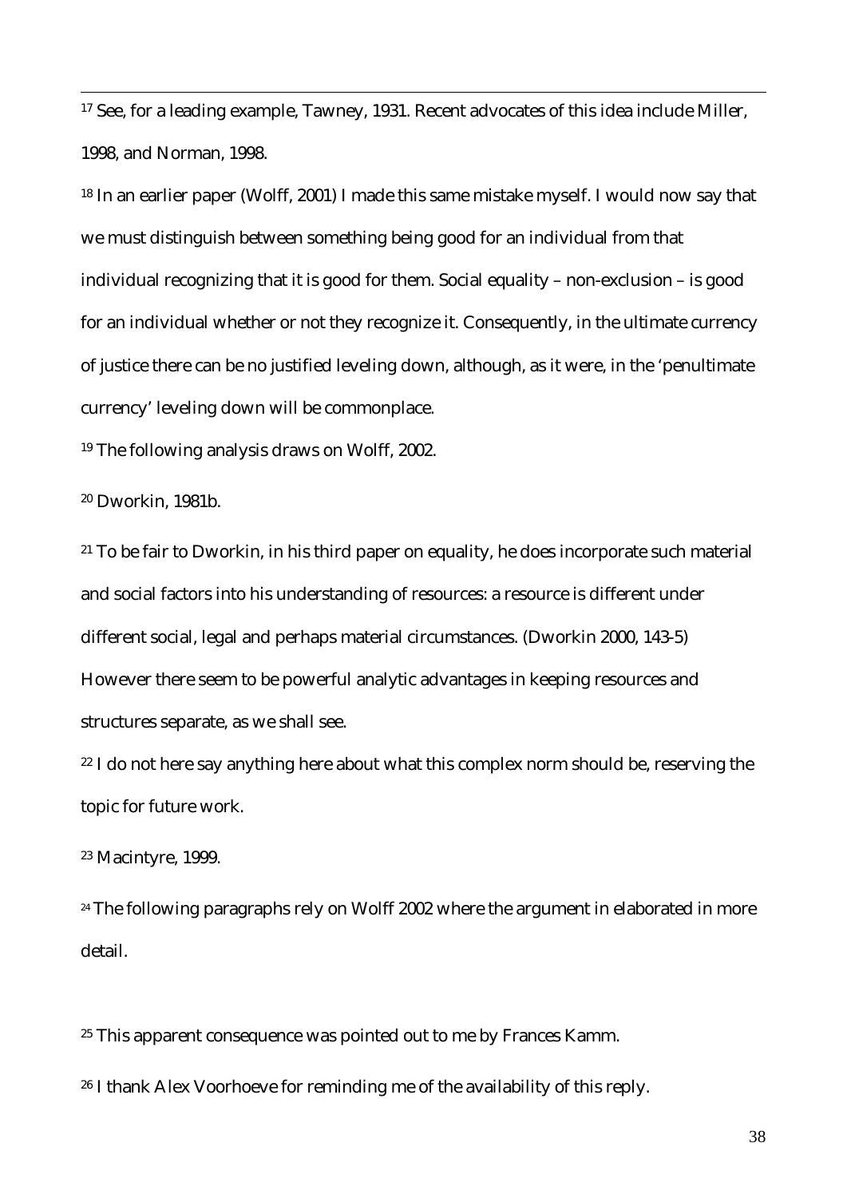[17] See, for a leading example, Tawney, 1931. Recent advocates of this idea include Miller, 1998, and Norman, 1998.

[18] In an earlier paper (Wolff, 2001) I made this same mistake myself. I would now say that we must distinguish between something being good for an individual from that individual recognizing that it is good for them. Social equality – non-exclusion – is good for an individual whether or not they recognize it. Consequently, in the ultimate currency of justice there can be no justified leveling down, although, as it were, in the 'penultimate currency' leveling down will be commonplace.

[19] The following analysis draws on Wolff, 2002.

[20] Dworkin, 1981b.

[21] To be fair to Dworkin, in his third paper on equality, he does incorporate such material and social factors into his understanding of resources: a resource is different under different social, legal and perhaps material circumstances. (Dworkin 2000, 143-5) However there seem to be powerful analytic advantages in keeping resources and structures separate, as we shall see.

[22] I do not here say anything here about what this complex norm should be, reserving the topic for future work.

[23] Macintyre, 1999.

[24] The following paragraphs rely on Wolff 2002 where the argument in elaborated in more detail.

[25] This apparent consequence was pointed out to me by Frances Kamm.

[26] I thank Alex Voorhoeve for reminding me of the availability of this reply.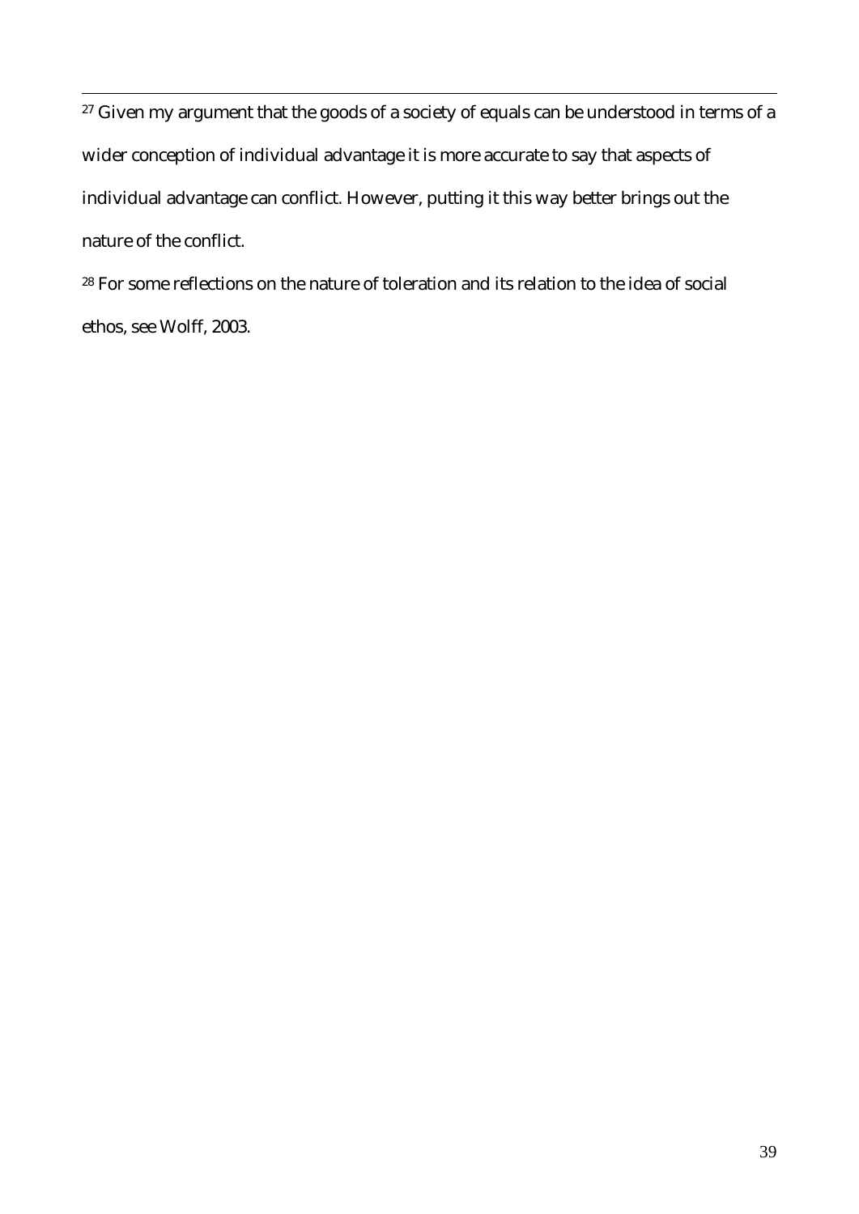[27] Given my argument that the goods of a society of equals can be understood in terms of a wider conception of individual advantage it is more accurate to say that aspects of individual advantage can conflict. However, putting it this way better brings out the nature of the conflict.

[28] For some reflections on the nature of toleration and its relation to the idea of social ethos, see Wolff, 2003.